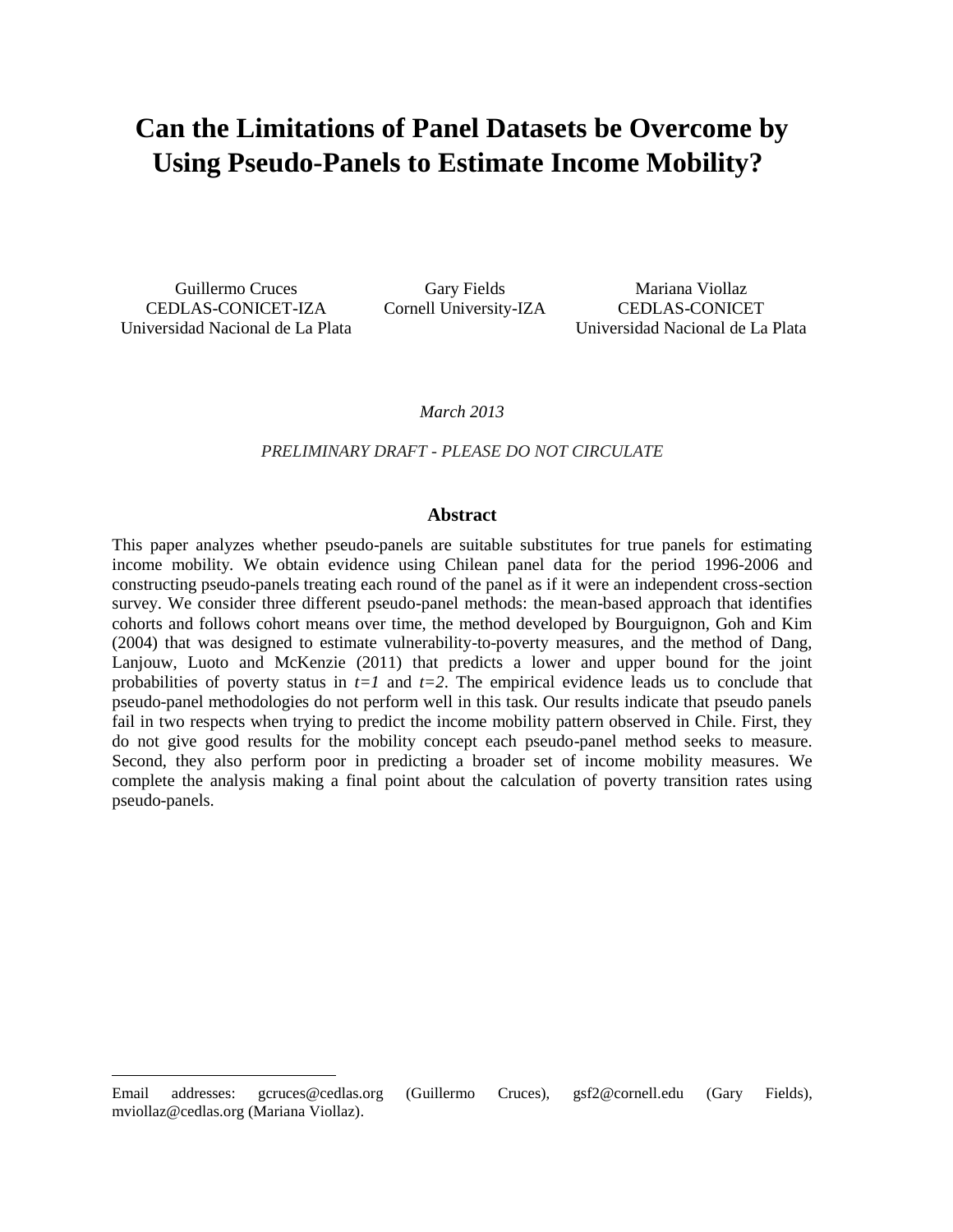# Can the Limitations of Panel Datasets be Overcome by Using Pseudo-Panels to Estimate Income Mobility?

Guillermo Cruces
CEDLAS-CONICET-IZA
Universidad Nacional de La Plata

Gary Fields
Cornell University-IZA

Mariana Viollaz
CEDLAS-CONICET
Universidad Nacional de La Plata

*March 2013*

*PRELIMINARY DRAFT - PLEASE DO NOT CIRCULATE*

## Abstract

This paper analyzes whether pseudo-panels are suitable substitutes for true panels for estimating income mobility. We obtain evidence using Chilean panel data for the period 1996-2006 and constructing pseudo-panels treating each round of the panel as if it were an independent cross-section survey. We consider three different pseudo-panel methods: the mean-based approach that identifies cohorts and follows cohort means over time, the method developed by Bourguignon, Goh and Kim (2004) that was designed to estimate vulnerability-to-poverty measures, and the method of Dang, Lanjouw, Luoto and McKenzie (2011) that predicts a lower and upper bound for the joint probabilities of poverty status in $t=1$ and $t=2$. The empirical evidence leads us to conclude that pseudo-panel methodologies do not perform well in this task. Our results indicate that pseudo panels fail in two respects when trying to predict the income mobility pattern observed in Chile. First, they do not give good results for the mobility concept each pseudo-panel method seeks to measure. Second, they also perform poor in predicting a broader set of income mobility measures. We complete the analysis making a final point about the calculation of poverty transition rates using pseudo-panels.

---

Email addresses: gcruces@cedlas.org (Guillermo Cruces), gsf2@cornell.edu (Gary Fields), mviollaz@cedlas.org (Mariana Viollaz).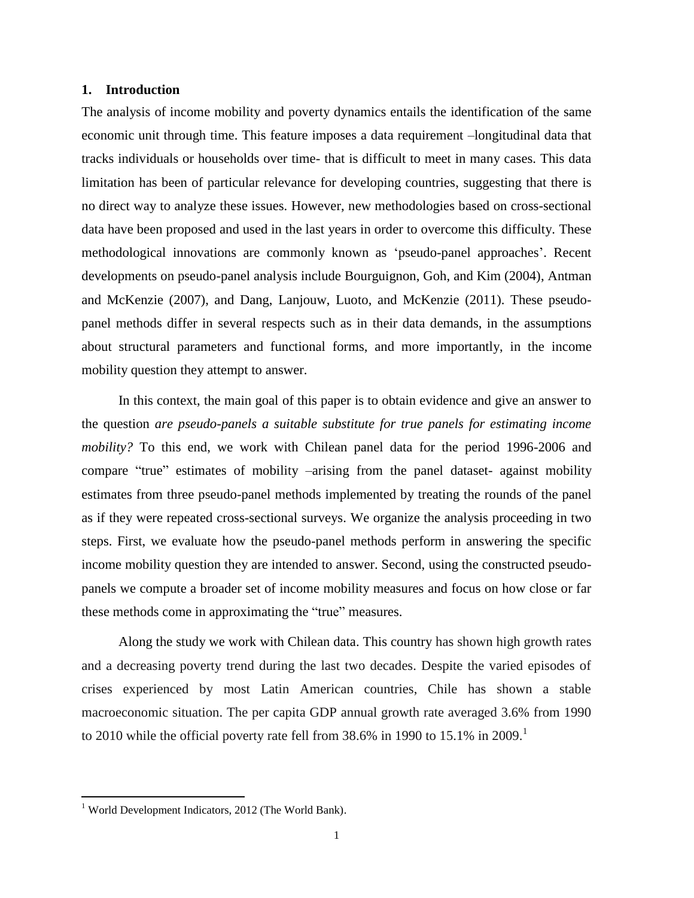## 1. Introduction

The analysis of income mobility and poverty dynamics entails the identification of the same economic unit through time. This feature imposes a data requirement –longitudinal data that tracks individuals or households over time- that is difficult to meet in many cases. This data limitation has been of particular relevance for developing countries, suggesting that there is no direct way to analyze these issues. However, new methodologies based on cross-sectional data have been proposed and used in the last years in order to overcome this difficulty. These methodological innovations are commonly known as 'pseudo-panel approaches'. Recent developments on pseudo-panel analysis include Bourguignon, Goh, and Kim (2004), Antman and McKenzie (2007), and Dang, Lanjouw, Luoto, and McKenzie (2011). These pseudo-panel methods differ in several respects such as in their data demands, in the assumptions about structural parameters and functional forms, and more importantly, in the income mobility question they attempt to answer.

In this context, the main goal of this paper is to obtain evidence and give an answer to the question *are pseudo-panels a suitable substitute for true panels for estimating income mobility?* To this end, we work with Chilean panel data for the period 1996-2006 and compare "true" estimates of mobility –arising from the panel dataset- against mobility estimates from three pseudo-panel methods implemented by treating the rounds of the panel as if they were repeated cross-sectional surveys. We organize the analysis proceeding in two steps. First, we evaluate how the pseudo-panel methods perform in answering the specific income mobility question they are intended to answer. Second, using the constructed pseudo-panels we compute a broader set of income mobility measures and focus on how close or far these methods come in approximating the "true" measures.

Along the study we work with Chilean data. This country has shown high growth rates and a decreasing poverty trend during the last two decades. Despite the varied episodes of crises experienced by most Latin American countries, Chile has shown a stable macroeconomic situation. The per capita GDP annual growth rate averaged 3.6% from 1990 to 2010 while the official poverty rate fell from 38.6% in 1990 to 15.1% in 2009.[1]

[1] World Development Indicators, 2012 (The World Bank).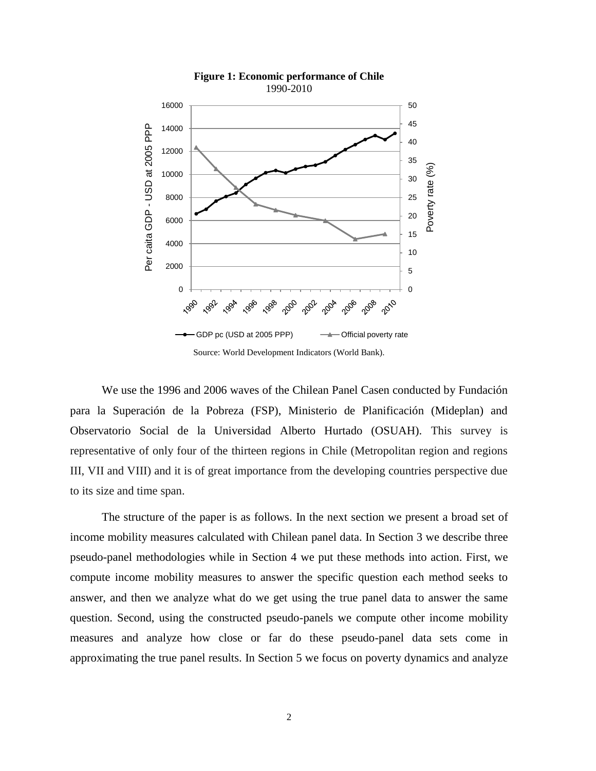**Figure 1: Economic performance of Chile**
1990-2010

Source: World Development Indicators (World Bank).

We use the 1996 and 2006 waves of the Chilean Panel Casen conducted by Fundación para la Superación de la Pobreza (FSP), Ministerio de Planificación (Mideplan) and Observatorio Social de la Universidad Alberto Hurtado (OSUAH). This survey is representative of only four of the thirteen regions in Chile (Metropolitan region and regions III, VII and VIII) and it is of great importance from the developing countries perspective due to its size and time span.

The structure of the paper is as follows. In the next section we present a broad set of income mobility measures calculated with Chilean panel data. In Section 3 we describe three pseudo-panel methodologies while in Section 4 we put these methods into action. First, we compute income mobility measures to answer the specific question each method seeks to answer, and then we analyze what do we get using the true panel data to answer the same question. Second, using the constructed pseudo-panels we compute other income mobility measures and analyze how close or far do these pseudo-panel data sets come in approximating the true panel results. In Section 5 we focus on poverty dynamics and analyze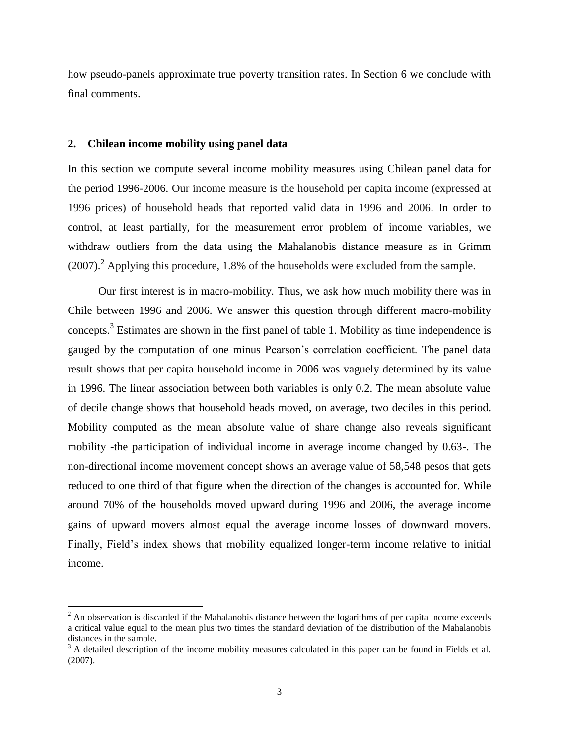how pseudo-panels approximate true poverty transition rates. In Section 6 we conclude with final comments.

## 2. Chilean income mobility using panel data

In this section we compute several income mobility measures using Chilean panel data for the period 1996-2006. Our income measure is the household per capita income (expressed at 1996 prices) of household heads that reported valid data in 1996 and 2006. In order to control, at least partially, for the measurement error problem of income variables, we withdraw outliers from the data using the Mahalanobis distance measure as in Grimm (2007).[2] Applying this procedure, 1.8% of the households were excluded from the sample.

Our first interest is in macro-mobility. Thus, we ask how much mobility there was in Chile between 1996 and 2006. We answer this question through different macro-mobility concepts.[3] Estimates are shown in the first panel of table 1. Mobility as time independence is gauged by the computation of one minus Pearson's correlation coefficient. The panel data result shows that per capita household income in 2006 was vaguely determined by its value in 1996. The linear association between both variables is only 0.2. The mean absolute value of decile change shows that household heads moved, on average, two deciles in this period. Mobility computed as the mean absolute value of share change also reveals significant mobility -the participation of individual income in average income changed by 0.63-. The non-directional income movement concept shows an average value of 58,548 pesos that gets reduced to one third of that figure when the direction of the changes is accounted for. While around 70% of the households moved upward during 1996 and 2006, the average income gains of upward movers almost equal the average income losses of downward movers. Finally, Field's index shows that mobility equalized longer-term income relative to initial income.

[2] An observation is discarded if the Mahalanobis distance between the logarithms of per capita income exceeds a critical value equal to the mean plus two times the standard deviation of the distribution of the Mahalanobis distances in the sample.

[3] A detailed description of the income mobility measures calculated in this paper can be found in Fields et al. (2007).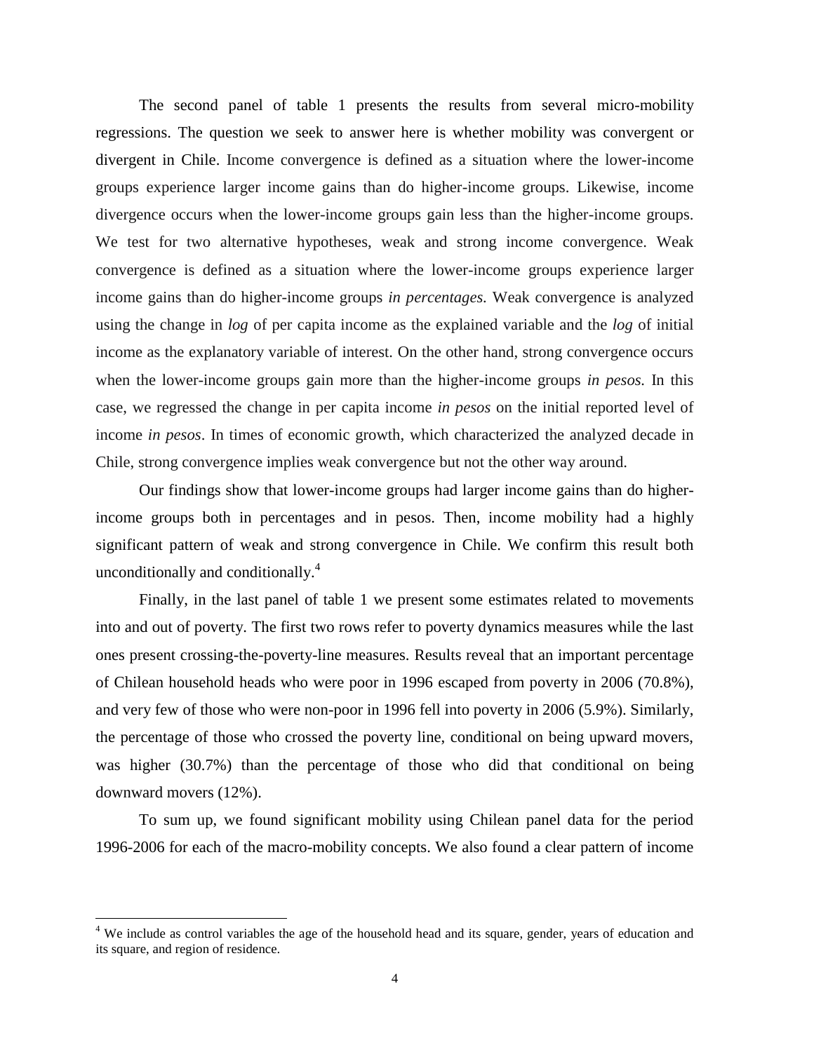The second panel of table 1 presents the results from several micro-mobility regressions. The question we seek to answer here is whether mobility was convergent or divergent in Chile. Income convergence is defined as a situation where the lower-income groups experience larger income gains than do higher-income groups. Likewise, income divergence occurs when the lower-income groups gain less than the higher-income groups. We test for two alternative hypotheses, weak and strong income convergence. Weak convergence is defined as a situation where the lower-income groups experience larger income gains than do higher-income groups *in percentages.* Weak convergence is analyzed using the change in *log* of per capita income as the explained variable and the *log* of initial income as the explanatory variable of interest. On the other hand, strong convergence occurs when the lower-income groups gain more than the higher-income groups *in pesos.* In this case, we regressed the change in per capita income *in pesos* on the initial reported level of income *in pesos*. In times of economic growth, which characterized the analyzed decade in Chile, strong convergence implies weak convergence but not the other way around.

Our findings show that lower-income groups had larger income gains than do higher-income groups both in percentages and in pesos. Then, income mobility had a highly significant pattern of weak and strong convergence in Chile. We confirm this result both unconditionally and conditionally.[4]

Finally, in the last panel of table 1 we present some estimates related to movements into and out of poverty. The first two rows refer to poverty dynamics measures while the last ones present crossing-the-poverty-line measures. Results reveal that an important percentage of Chilean household heads who were poor in 1996 escaped from poverty in 2006 (70.8%), and very few of those who were non-poor in 1996 fell into poverty in 2006 (5.9%). Similarly, the percentage of those who crossed the poverty line, conditional on being upward movers, was higher (30.7%) than the percentage of those who did that conditional on being downward movers (12%).

To sum up, we found significant mobility using Chilean panel data for the period 1996-2006 for each of the macro-mobility concepts. We also found a clear pattern of income

---

[4] We include as control variables the age of the household head and its square, gender, years of education and its square, and region of residence.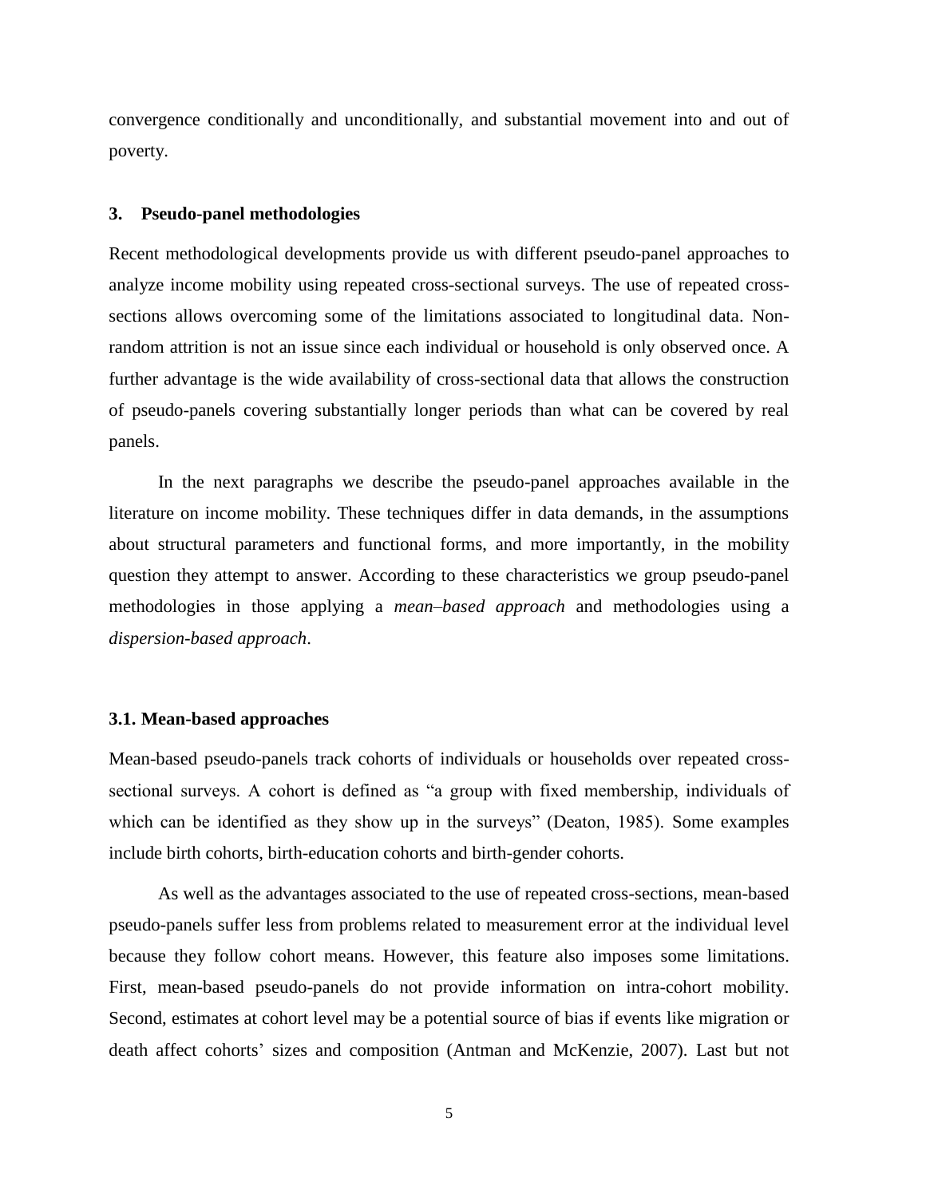convergence conditionally and unconditionally, and substantial movement into and out of poverty.

## 3. Pseudo-panel methodologies

Recent methodological developments provide us with different pseudo-panel approaches to analyze income mobility using repeated cross-sectional surveys. The use of repeated cross-sections allows overcoming some of the limitations associated to longitudinal data. Non-random attrition is not an issue since each individual or household is only observed once. A further advantage is the wide availability of cross-sectional data that allows the construction of pseudo-panels covering substantially longer periods than what can be covered by real panels.

In the next paragraphs we describe the pseudo-panel approaches available in the literature on income mobility. These techniques differ in data demands, in the assumptions about structural parameters and functional forms, and more importantly, in the mobility question they attempt to answer. According to these characteristics we group pseudo-panel methodologies in those applying a *mean–based approach* and methodologies using a *dispersion-based approach*.

### 3.1. Mean-based approaches

Mean-based pseudo-panels track cohorts of individuals or households over repeated cross-sectional surveys. A cohort is defined as "a group with fixed membership, individuals of which can be identified as they show up in the surveys" (Deaton, 1985). Some examples include birth cohorts, birth-education cohorts and birth-gender cohorts.

As well as the advantages associated to the use of repeated cross-sections, mean-based pseudo-panels suffer less from problems related to measurement error at the individual level because they follow cohort means. However, this feature also imposes some limitations. First, mean-based pseudo-panels do not provide information on intra-cohort mobility. Second, estimates at cohort level may be a potential source of bias if events like migration or death affect cohorts' sizes and composition (Antman and McKenzie, 2007). Last but not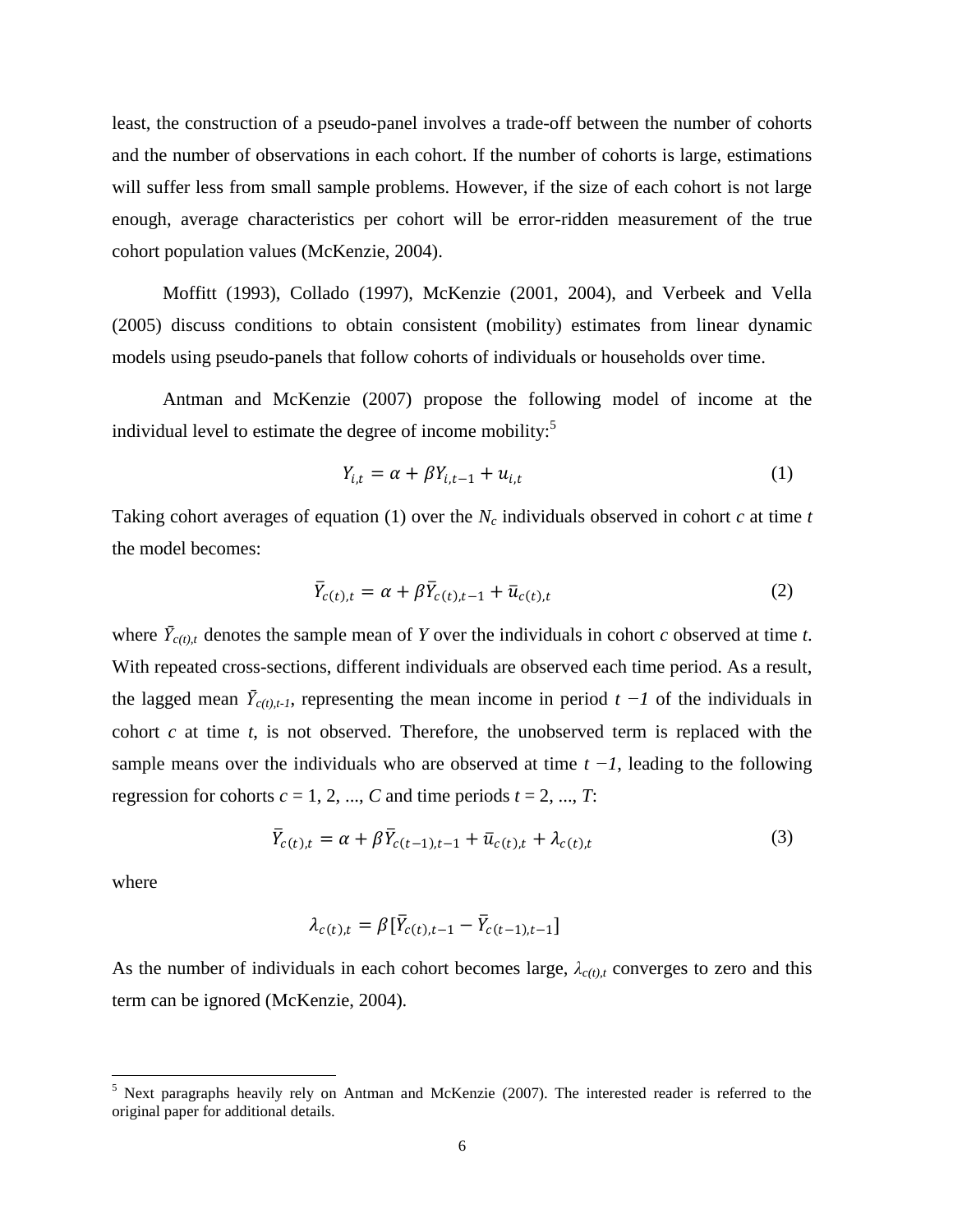least, the construction of a pseudo-panel involves a trade-off between the number of cohorts and the number of observations in each cohort. If the number of cohorts is large, estimations will suffer less from small sample problems. However, if the size of each cohort is not large enough, average characteristics per cohort will be error-ridden measurement of the true cohort population values (McKenzie, 2004).

Moffitt (1993), Collado (1997), McKenzie (2001, 2004), and Verbeek and Vella (2005) discuss conditions to obtain consistent (mobility) estimates from linear dynamic models using pseudo-panels that follow cohorts of individuals or households over time.

Antman and McKenzie (2007) propose the following model of income at the individual level to estimate the degree of income mobility:[5]

$$Y_{i,t} = \alpha + \beta Y_{i,t-1} + u_{i,t} \tag{1}$$

Taking cohort averages of equation (1) over the $N_c$ individuals observed in cohort $c$ at time $t$ the model becomes:

$$\bar{Y}_{c(t),t} = \alpha + \beta \bar{Y}_{c(t),t-1} + \bar{u}_{c(t),t} \tag{2}$$

where $\bar{Y}_{c(t),t}$ denotes the sample mean of $Y$ over the individuals in cohort $c$ observed at time $t$. With repeated cross-sections, different individuals are observed each time period. As a result, the lagged mean $\bar{Y}_{c(t),t-1}$, representing the mean income in period $t-1$ of the individuals in cohort $c$ at time $t$, is not observed. Therefore, the unobserved term is replaced with the sample means over the individuals who are observed at time $t-1$, leading to the following regression for cohorts $c = 1, 2, ..., C$ and time periods $t = 2, ..., T$:

$$\bar{Y}_{c(t),t} = \alpha + \beta \bar{Y}_{c(t-1),t-1} + \bar{u}_{c(t),t} + \lambda_{c(t),t} \tag{3}$$

where

$$\lambda_{c(t),t} = \beta [\bar{Y}_{c(t),t-1} - \bar{Y}_{c(t-1),t-1}]$$

As the number of individuals in each cohort becomes large, $\lambda_{c(t),t}$ converges to zero and this term can be ignored (McKenzie, 2004).

[5] Next paragraphs heavily rely on Antman and McKenzie (2007). The interested reader is referred to the original paper for additional details.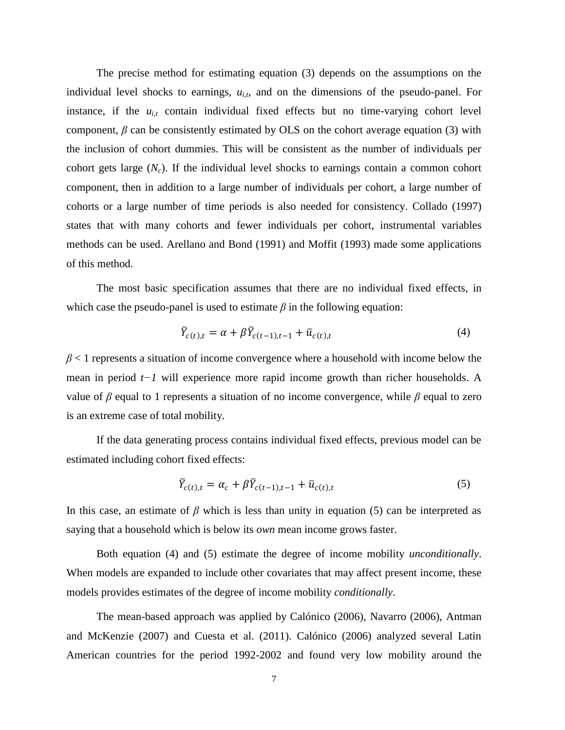The precise method for estimating equation (3) depends on the assumptions on the individual level shocks to earnings, $u_{i,t}$, and on the dimensions of the pseudo-panel. For instance, if the $u_{i,t}$ contain individual fixed effects but no time-varying cohort level component, $\beta$ can be consistently estimated by OLS on the cohort average equation (3) with the inclusion of cohort dummies. This will be consistent as the number of individuals per cohort gets large ($N_c$). If the individual level shocks to earnings contain a common cohort component, then in addition to a large number of individuals per cohort, a large number of cohorts or a large number of time periods is also needed for consistency. Collado (1997) states that with many cohorts and fewer individuals per cohort, instrumental variables methods can be used. Arellano and Bond (1991) and Moffit (1993) made some applications of this method.

The most basic specification assumes that there are no individual fixed effects, in which case the pseudo-panel is used to estimate $\beta$ in the following equation:

$$\bar{Y}_{c(t),t} = \alpha + \beta \bar{Y}_{c(t-1),t-1} + \bar{u}_{c(t),t} \tag{4}$$

$\beta < 1$ represents a situation of income convergence where a household with income below the mean in period $t-1$ will experience more rapid income growth than richer households. A value of $\beta$ equal to 1 represents a situation of no income convergence, while $\beta$ equal to zero is an extreme case of total mobility.

If the data generating process contains individual fixed effects, previous model can be estimated including cohort fixed effects:

$$\bar{Y}_{c(t),t} = \alpha_c + \beta \bar{Y}_{c(t-1),t-1} + \bar{u}_{c(t),t} \tag{5}$$

In this case, an estimate of $\beta$ which is less than unity in equation (5) can be interpreted as saying that a household which is below its *own* mean income grows faster.

Both equation (4) and (5) estimate the degree of income mobility *unconditionally*. When models are expanded to include other covariates that may affect present income, these models provides estimates of the degree of income mobility *conditionally*.

The mean-based approach was applied by Calónico (2006), Navarro (2006), Antman and McKenzie (2007) and Cuesta et al. (2011). Calónico (2006) analyzed several Latin American countries for the period 1992-2002 and found very low mobility around the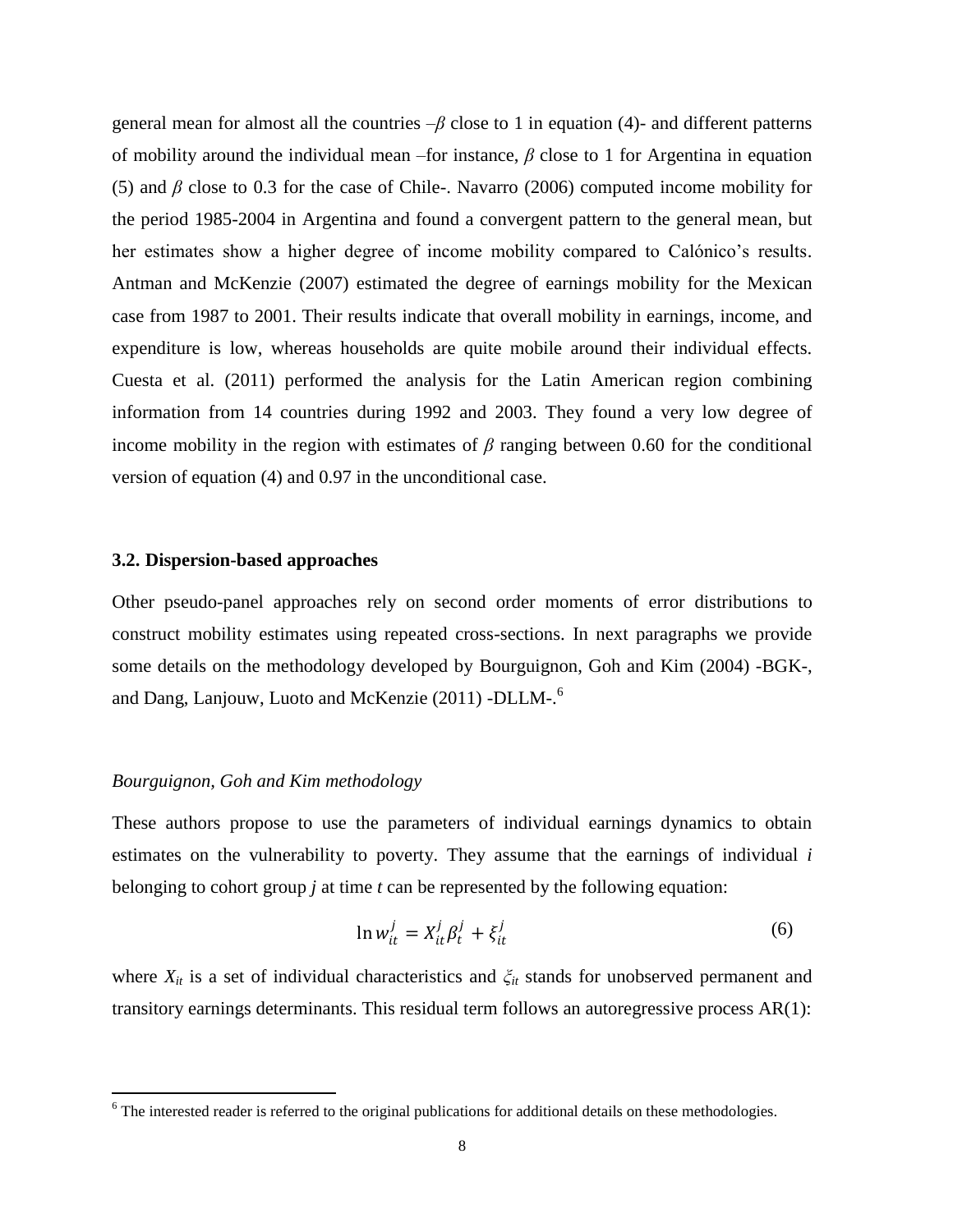general mean for almost all the countries –$\beta$ close to 1 in equation (4)- and different patterns of mobility around the individual mean –for instance, $\beta$ close to 1 for Argentina in equation (5) and $\beta$ close to 0.3 for the case of Chile-. Navarro (2006) computed income mobility for the period 1985-2004 in Argentina and found a convergent pattern to the general mean, but her estimates show a higher degree of income mobility compared to Calónico's results. Antman and McKenzie (2007) estimated the degree of earnings mobility for the Mexican case from 1987 to 2001. Their results indicate that overall mobility in earnings, income, and expenditure is low, whereas households are quite mobile around their individual effects. Cuesta et al. (2011) performed the analysis for the Latin American region combining information from 14 countries during 1992 and 2003. They found a very low degree of income mobility in the region with estimates of $\beta$ ranging between 0.60 for the conditional version of equation (4) and 0.97 in the unconditional case.

### 3.2. Dispersion-based approaches

Other pseudo-panel approaches rely on second order moments of error distributions to construct mobility estimates using repeated cross-sections. In next paragraphs we provide some details on the methodology developed by Bourguignon, Goh and Kim (2004) -BGK-, and Dang, Lanjouw, Luoto and McKenzie (2011) -DLLM-.[6]

*Bourguignon, Goh and Kim methodology*

These authors propose to use the parameters of individual earnings dynamics to obtain estimates on the vulnerability to poverty. They assume that the earnings of individual $i$ belonging to cohort group $j$ at time $t$ can be represented by the following equation:

$$\ln w_{it}^{j} = X_{it}^{j}\beta_{t}^{j} + \xi_{it}^{j} \tag{6}$$

where $X_{it}$ is a set of individual characteristics and $\xi_{it}$ stands for unobserved permanent and transitory earnings determinants. This residual term follows an autoregressive process AR(1):

[6] The interested reader is referred to the original publications for additional details on these methodologies.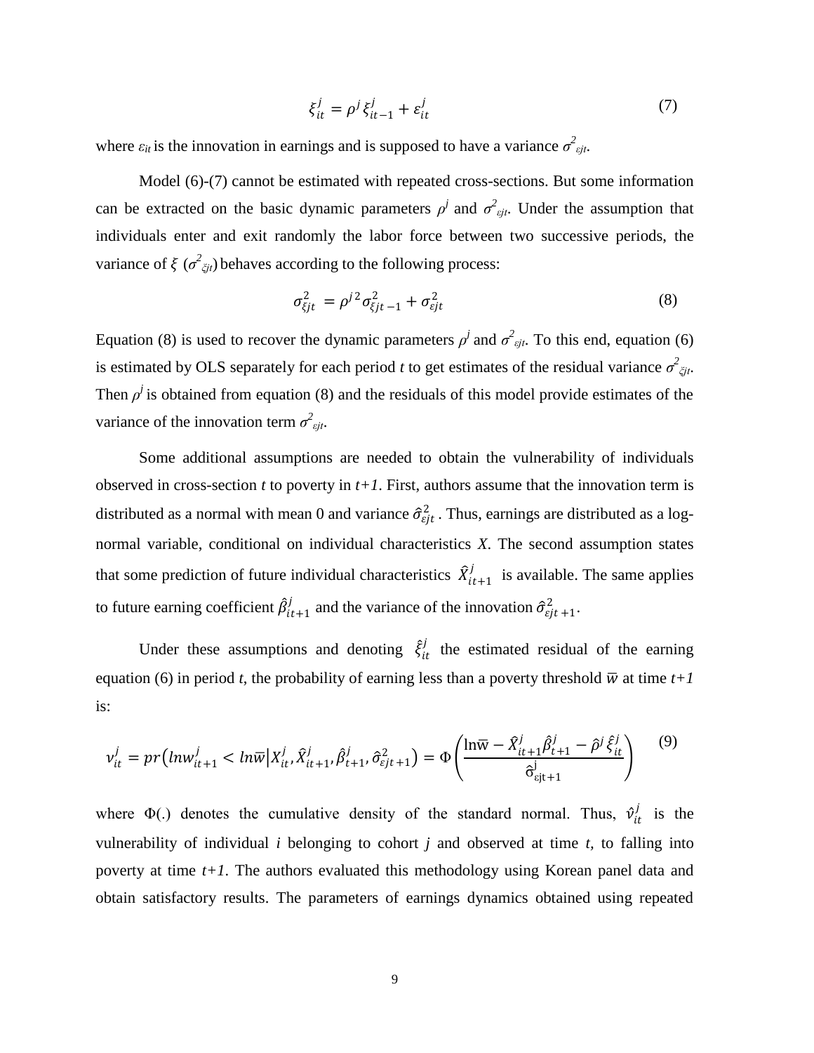$$\xi_{it}^{j} = \rho^{j}\, \xi_{it-1}^{j} + \varepsilon_{it}^{j} \tag{7}$$

where $\varepsilon_{it}$ is the innovation in earnings and is supposed to have a variance $\sigma^2_{\varepsilon jt}$.

Model (6)-(7) cannot be estimated with repeated cross-sections. But some information can be extracted on the basic dynamic parameters $\rho^j$ and $\sigma^2_{\varepsilon jt}$. Under the assumption that individuals enter and exit randomly the labor force between two successive periods, the variance of $\xi$ ($\sigma^2_{\xi jt}$) behaves according to the following process:

$$\sigma_{\xi jt}^{2} = \rho^{j\,2}\sigma_{\xi jt-1}^{2} + \sigma_{\varepsilon jt}^{2} \tag{8}$$

Equation (8) is used to recover the dynamic parameters $\rho^j$ and $\sigma^2_{\varepsilon jt}$. To this end, equation (6) is estimated by OLS separately for each period $t$ to get estimates of the residual variance $\sigma^2_{\xi jt}$. Then $\rho^j$ is obtained from equation (8) and the residuals of this model provide estimates of the variance of the innovation term $\sigma^2_{\varepsilon jt}$.

Some additional assumptions are needed to obtain the vulnerability of individuals observed in cross-section $t$ to poverty in $t+1$. First, authors assume that the innovation term is distributed as a normal with mean 0 and variance $\hat{\sigma}^2_{\varepsilon jt}$. Thus, earnings are distributed as a log-normal variable, conditional on individual characteristics $X$. The second assumption states that some prediction of future individual characteristics $\hat{X}^j_{it+1}$ is available. The same applies to future earning coefficient $\hat{\beta}^j_{it+1}$ and the variance of the innovation $\hat{\sigma}^2_{\varepsilon jt+1}$.

Under these assumptions and denoting $\hat{\xi}^j_{it}$ the estimated residual of the earning equation (6) in period $t$, the probability of earning less than a poverty threshold $\overline{w}$ at time $t+1$ is:

$$\nu_{it}^{j} = pr\left(lnw_{it+1}^{j} < ln\overline{w} \,\middle|\, X_{it}^{j}, \hat{X}_{it+1}^{j}, \hat{\beta}_{t+1}^{j}, \hat{\sigma}_{\varepsilon jt+1}^{2}\right) = \Phi\left(\frac{\ln\overline{w} - \hat{X}_{it+1}^{j}\hat{\beta}_{t+1}^{j} - \hat{\rho}^{j}\,\hat{\xi}_{it}^{j}}{\hat{\sigma}_{\varepsilon jt+1}^{j}}\right) \tag{9}$$

where $\Phi(.)$ denotes the cumulative density of the standard normal. Thus, $\hat{\nu}^j_{it}$ is the vulnerability of individual $i$ belonging to cohort $j$ and observed at time $t$, to falling into poverty at time $t+1$. The authors evaluated this methodology using Korean panel data and obtain satisfactory results. The parameters of earnings dynamics obtained using repeated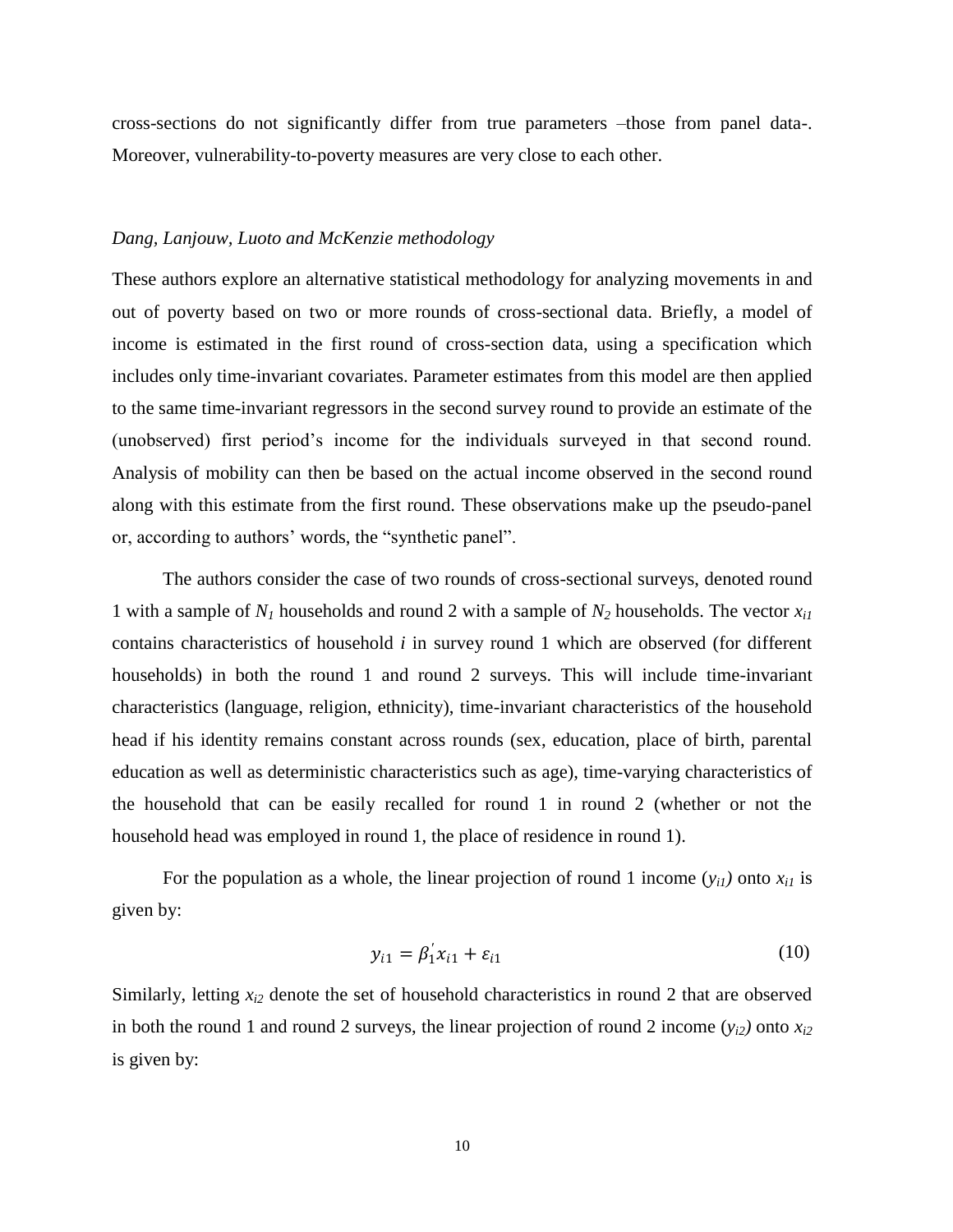cross-sections do not significantly differ from true parameters –those from panel data-. Moreover, vulnerability-to-poverty measures are very close to each other.

*Dang, Lanjouw, Luoto and McKenzie methodology*

These authors explore an alternative statistical methodology for analyzing movements in and out of poverty based on two or more rounds of cross-sectional data. Briefly, a model of income is estimated in the first round of cross-section data, using a specification which includes only time-invariant covariates. Parameter estimates from this model are then applied to the same time-invariant regressors in the second survey round to provide an estimate of the (unobserved) first period's income for the individuals surveyed in that second round. Analysis of mobility can then be based on the actual income observed in the second round along with this estimate from the first round. These observations make up the pseudo-panel or, according to authors' words, the "synthetic panel".

The authors consider the case of two rounds of cross-sectional surveys, denoted round 1 with a sample of $N_1$ households and round 2 with a sample of $N_2$ households. The vector $x_{i1}$ contains characteristics of household $i$ in survey round 1 which are observed (for different households) in both the round 1 and round 2 surveys. This will include time-invariant characteristics (language, religion, ethnicity), time-invariant characteristics of the household head if his identity remains constant across rounds (sex, education, place of birth, parental education as well as deterministic characteristics such as age), time-varying characteristics of the household that can be easily recalled for round 1 in round 2 (whether or not the household head was employed in round 1, the place of residence in round 1).

For the population as a whole, the linear projection of round 1 income ($y_{i1}$) onto $x_{i1}$ is given by:

$$y_{i1} = \beta_1^{'} x_{i1} + \varepsilon_{i1} \tag{10}$$

Similarly, letting $x_{i2}$ denote the set of household characteristics in round 2 that are observed in both the round 1 and round 2 surveys, the linear projection of round 2 income ($y_{i2}$) onto $x_{i2}$ is given by: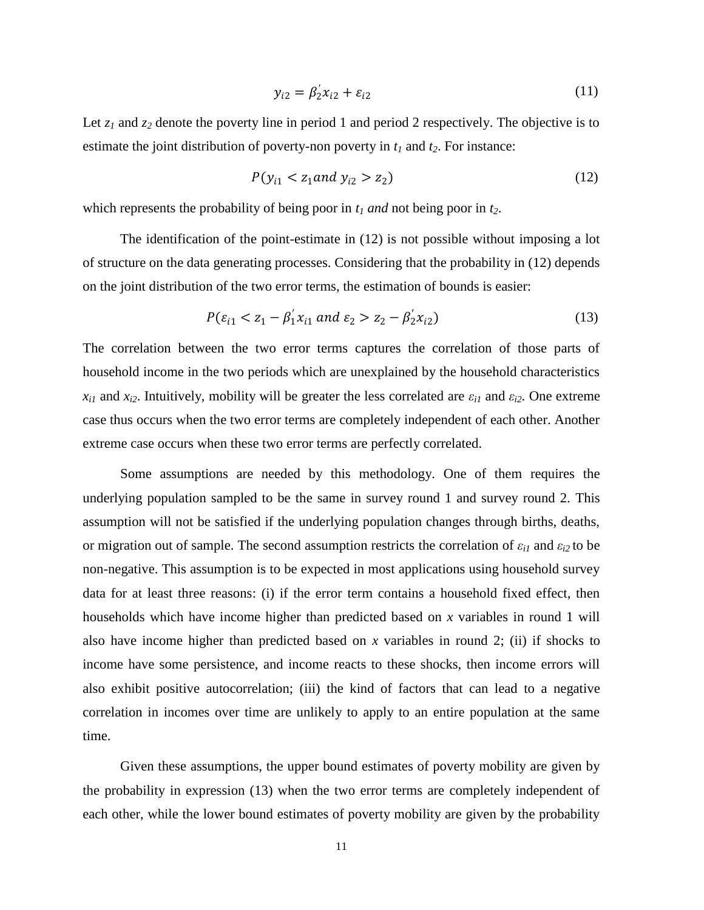$$y_{i2} = \beta_2^{'} x_{i2} + \varepsilon_{i2} \tag{11}$$

Let $z_1$ and $z_2$ denote the poverty line in period 1 and period 2 respectively. The objective is to estimate the joint distribution of poverty-non poverty in $t_1$ and $t_2$. For instance:

$$P(y_{i1} < z_1 and\ y_{i2} > z_2) \tag{12}$$

which represents the probability of being poor in $t_1$ *and* not being poor in $t_2$.

The identification of the point-estimate in (12) is not possible without imposing a lot of structure on the data generating processes. Considering that the probability in (12) depends on the joint distribution of the two error terms, the estimation of bounds is easier:

$$P(\varepsilon_{i1} < z_1 - \beta_1^{'} x_{i1}\ and\ \varepsilon_2 > z_2 - \beta_2^{'} x_{i2}) \tag{13}$$

The correlation between the two error terms captures the correlation of those parts of household income in the two periods which are unexplained by the household characteristics $x_{i1}$ and $x_{i2}$. Intuitively, mobility will be greater the less correlated are $\varepsilon_{i1}$ and $\varepsilon_{i2}$. One extreme case thus occurs when the two error terms are completely independent of each other. Another extreme case occurs when these two error terms are perfectly correlated.

Some assumptions are needed by this methodology. One of them requires the underlying population sampled to be the same in survey round 1 and survey round 2. This assumption will not be satisfied if the underlying population changes through births, deaths, or migration out of sample. The second assumption restricts the correlation of $\varepsilon_{i1}$ and $\varepsilon_{i2}$ to be non-negative. This assumption is to be expected in most applications using household survey data for at least three reasons: (i) if the error term contains a household fixed effect, then households which have income higher than predicted based on $x$ variables in round 1 will also have income higher than predicted based on $x$ variables in round 2; (ii) if shocks to income have some persistence, and income reacts to these shocks, then income errors will also exhibit positive autocorrelation; (iii) the kind of factors that can lead to a negative correlation in incomes over time are unlikely to apply to an entire population at the same time.

Given these assumptions, the upper bound estimates of poverty mobility are given by the probability in expression (13) when the two error terms are completely independent of each other, while the lower bound estimates of poverty mobility are given by the probability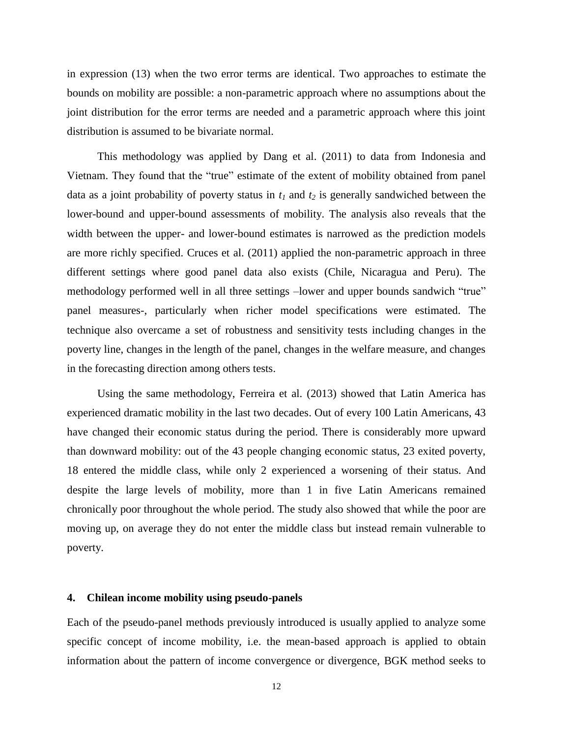in expression (13) when the two error terms are identical. Two approaches to estimate the bounds on mobility are possible: a non-parametric approach where no assumptions about the joint distribution for the error terms are needed and a parametric approach where this joint distribution is assumed to be bivariate normal.

This methodology was applied by Dang et al. (2011) to data from Indonesia and Vietnam. They found that the "true" estimate of the extent of mobility obtained from panel data as a joint probability of poverty status in $t_1$ and $t_2$ is generally sandwiched between the lower-bound and upper-bound assessments of mobility. The analysis also reveals that the width between the upper- and lower-bound estimates is narrowed as the prediction models are more richly specified. Cruces et al. (2011) applied the non-parametric approach in three different settings where good panel data also exists (Chile, Nicaragua and Peru). The methodology performed well in all three settings –lower and upper bounds sandwich "true" panel measures-, particularly when richer model specifications were estimated. The technique also overcame a set of robustness and sensitivity tests including changes in the poverty line, changes in the length of the panel, changes in the welfare measure, and changes in the forecasting direction among others tests.

Using the same methodology, Ferreira et al. (2013) showed that Latin America has experienced dramatic mobility in the last two decades. Out of every 100 Latin Americans, 43 have changed their economic status during the period. There is considerably more upward than downward mobility: out of the 43 people changing economic status, 23 exited poverty, 18 entered the middle class, while only 2 experienced a worsening of their status. And despite the large levels of mobility, more than 1 in five Latin Americans remained chronically poor throughout the whole period. The study also showed that while the poor are moving up, on average they do not enter the middle class but instead remain vulnerable to poverty.

## 4. Chilean income mobility using pseudo-panels

Each of the pseudo-panel methods previously introduced is usually applied to analyze some specific concept of income mobility, i.e. the mean-based approach is applied to obtain information about the pattern of income convergence or divergence, BGK method seeks to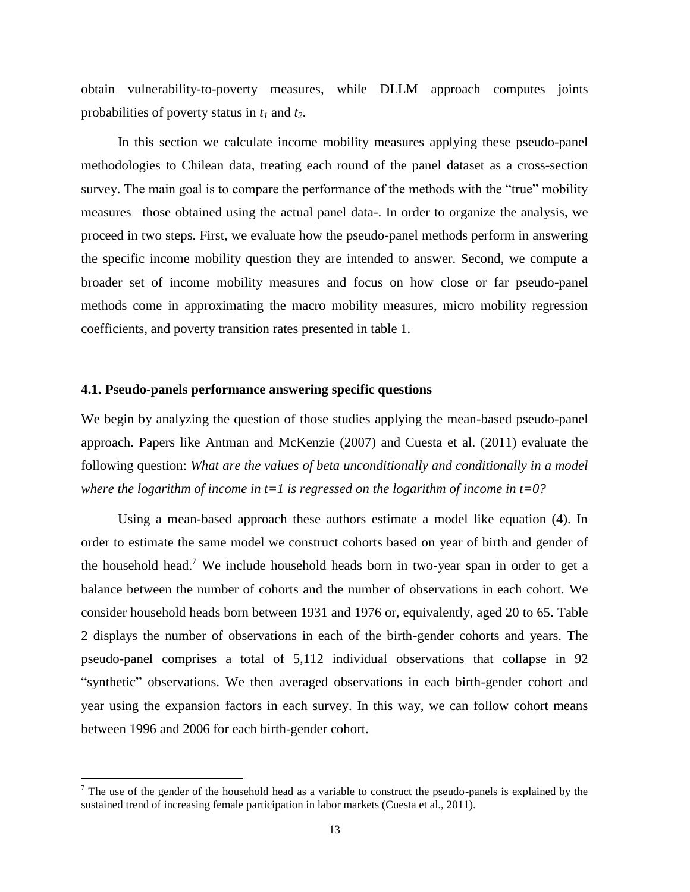obtain vulnerability-to-poverty measures, while DLLM approach computes joints probabilities of poverty status in $t_1$ and $t_2$.

In this section we calculate income mobility measures applying these pseudo-panel methodologies to Chilean data, treating each round of the panel dataset as a cross-section survey. The main goal is to compare the performance of the methods with the "true" mobility measures –those obtained using the actual panel data-. In order to organize the analysis, we proceed in two steps. First, we evaluate how the pseudo-panel methods perform in answering the specific income mobility question they are intended to answer. Second, we compute a broader set of income mobility measures and focus on how close or far pseudo-panel methods come in approximating the macro mobility measures, micro mobility regression coefficients, and poverty transition rates presented in table 1.

### 4.1. Pseudo-panels performance answering specific questions

We begin by analyzing the question of those studies applying the mean-based pseudo-panel approach. Papers like Antman and McKenzie (2007) and Cuesta et al. (2011) evaluate the following question: *What are the values of beta unconditionally and conditionally in a model where the logarithm of income in t=1 is regressed on the logarithm of income in t=0?*

Using a mean-based approach these authors estimate a model like equation (4). In order to estimate the same model we construct cohorts based on year of birth and gender of the household head.[7] We include household heads born in two-year span in order to get a balance between the number of cohorts and the number of observations in each cohort. We consider household heads born between 1931 and 1976 or, equivalently, aged 20 to 65. Table 2 displays the number of observations in each of the birth-gender cohorts and years. The pseudo-panel comprises a total of 5,112 individual observations that collapse in 92 "synthetic" observations. We then averaged observations in each birth-gender cohort and year using the expansion factors in each survey. In this way, we can follow cohort means between 1996 and 2006 for each birth-gender cohort.

[7] The use of the gender of the household head as a variable to construct the pseudo-panels is explained by the sustained trend of increasing female participation in labor markets (Cuesta et al., 2011).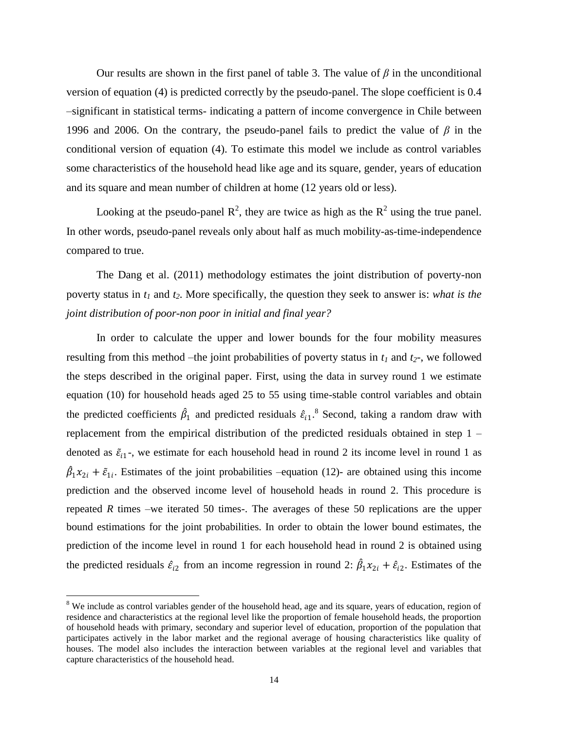Our results are shown in the first panel of table 3. The value of $\beta$ in the unconditional version of equation (4) is predicted correctly by the pseudo-panel. The slope coefficient is 0.4 –significant in statistical terms- indicating a pattern of income convergence in Chile between 1996 and 2006. On the contrary, the pseudo-panel fails to predict the value of $\beta$ in the conditional version of equation (4). To estimate this model we include as control variables some characteristics of the household head like age and its square, gender, years of education and its square and mean number of children at home (12 years old or less).

Looking at the pseudo-panel $R^2$, they are twice as high as the $R^2$ using the true panel. In other words, pseudo-panel reveals only about half as much mobility-as-time-independence compared to true.

The Dang et al. (2011) methodology estimates the joint distribution of poverty-non poverty status in $t_1$ and $t_2$. More specifically, the question they seek to answer is: *what is the joint distribution of poor-non poor in initial and final year?*

In order to calculate the upper and lower bounds for the four mobility measures resulting from this method –the joint probabilities of poverty status in $t_1$ and $t_2$-, we followed the steps described in the original paper. First, using the data in survey round 1 we estimate equation (10) for household heads aged 25 to 55 using time-stable control variables and obtain the predicted coefficients $\hat{\beta}_1$ and predicted residuals $\hat{\varepsilon}_{i1}$.[8] Second, taking a random draw with replacement from the empirical distribution of the predicted residuals obtained in step 1 –denoted as $\tilde{\varepsilon}_{i1}$-, we estimate for each household head in round 2 its income level in round 1 as $\hat{\beta}_1 x_{2i} + \tilde{\varepsilon}_{1i}$. Estimates of the joint probabilities –equation (12)- are obtained using this income prediction and the observed income level of household heads in round 2. This procedure is repeated *R* times –we iterated 50 times-. The averages of these 50 replications are the upper bound estimations for the joint probabilities. In order to obtain the lower bound estimates, the prediction of the income level in round 1 for each household head in round 2 is obtained using the predicted residuals $\hat{\varepsilon}_{i2}$ from an income regression in round 2: $\hat{\beta}_1 x_{2i} + \hat{\varepsilon}_{i2}$. Estimates of the

[8] We include as control variables gender of the household head, age and its square, years of education, region of residence and characteristics at the regional level like the proportion of female household heads, the proportion of household heads with primary, secondary and superior level of education, proportion of the population that participates actively in the labor market and the regional average of housing characteristics like quality of houses. The model also includes the interaction between variables at the regional level and variables that capture characteristics of the household head.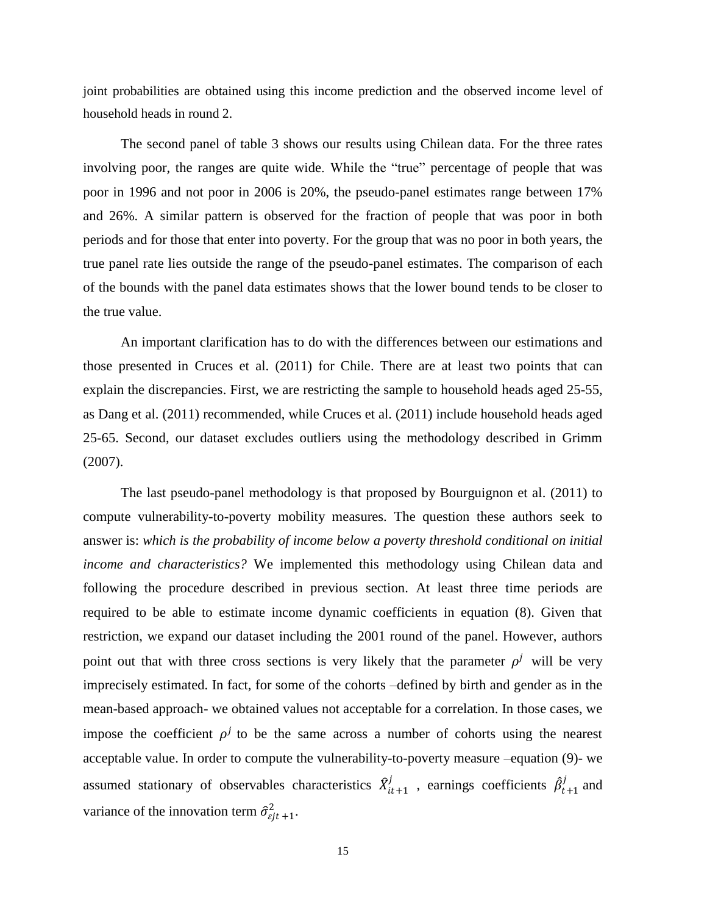joint probabilities are obtained using this income prediction and the observed income level of household heads in round 2.

The second panel of table 3 shows our results using Chilean data. For the three rates involving poor, the ranges are quite wide. While the "true" percentage of people that was poor in 1996 and not poor in 2006 is 20%, the pseudo-panel estimates range between 17% and 26%. A similar pattern is observed for the fraction of people that was poor in both periods and for those that enter into poverty. For the group that was no poor in both years, the true panel rate lies outside the range of the pseudo-panel estimates. The comparison of each of the bounds with the panel data estimates shows that the lower bound tends to be closer to the true value.

An important clarification has to do with the differences between our estimations and those presented in Cruces et al. (2011) for Chile. There are at least two points that can explain the discrepancies. First, we are restricting the sample to household heads aged 25-55, as Dang et al. (2011) recommended, while Cruces et al. (2011) include household heads aged 25-65. Second, our dataset excludes outliers using the methodology described in Grimm (2007).

The last pseudo-panel methodology is that proposed by Bourguignon et al. (2011) to compute vulnerability-to-poverty mobility measures. The question these authors seek to answer is: *which is the probability of income below a poverty threshold conditional on initial income and characteristics?* We implemented this methodology using Chilean data and following the procedure described in previous section. At least three time periods are required to be able to estimate income dynamic coefficients in equation (8). Given that restriction, we expand our dataset including the 2001 round of the panel. However, authors point out that with three cross sections is very likely that the parameter $\rho^j$ will be very imprecisely estimated. In fact, for some of the cohorts –defined by birth and gender as in the mean-based approach- we obtained values not acceptable for a correlation. In those cases, we impose the coefficient $\rho^j$ to be the same across a number of cohorts using the nearest acceptable value. In order to compute the vulnerability-to-poverty measure –equation (9)- we assumed stationary of observables characteristics $\hat{X}^j_{it+1}$ , earnings coefficients $\hat{\beta}^j_{t+1}$ and variance of the innovation term $\hat{\sigma}^2_{\varepsilon jt+1}$.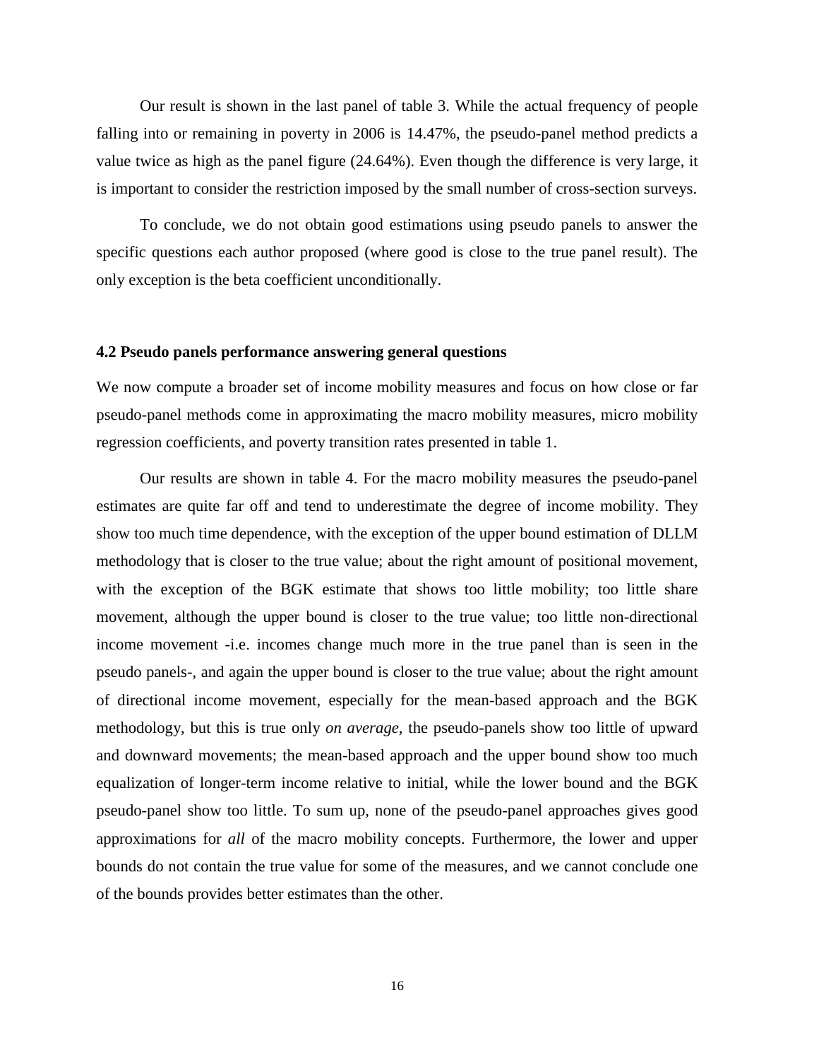Our result is shown in the last panel of table 3. While the actual frequency of people falling into or remaining in poverty in 2006 is 14.47%, the pseudo-panel method predicts a value twice as high as the panel figure (24.64%). Even though the difference is very large, it is important to consider the restriction imposed by the small number of cross-section surveys.

To conclude, we do not obtain good estimations using pseudo panels to answer the specific questions each author proposed (where good is close to the true panel result). The only exception is the beta coefficient unconditionally.

### 4.2 Pseudo panels performance answering general questions

We now compute a broader set of income mobility measures and focus on how close or far pseudo-panel methods come in approximating the macro mobility measures, micro mobility regression coefficients, and poverty transition rates presented in table 1.

Our results are shown in table 4. For the macro mobility measures the pseudo-panel estimates are quite far off and tend to underestimate the degree of income mobility. They show too much time dependence, with the exception of the upper bound estimation of DLLM methodology that is closer to the true value; about the right amount of positional movement, with the exception of the BGK estimate that shows too little mobility; too little share movement, although the upper bound is closer to the true value; too little non-directional income movement -i.e. incomes change much more in the true panel than is seen in the pseudo panels-, and again the upper bound is closer to the true value; about the right amount of directional income movement, especially for the mean-based approach and the BGK methodology, but this is true only *on average*, the pseudo-panels show too little of upward and downward movements; the mean-based approach and the upper bound show too much equalization of longer-term income relative to initial, while the lower bound and the BGK pseudo-panel show too little. To sum up, none of the pseudo-panel approaches gives good approximations for *all* of the macro mobility concepts. Furthermore, the lower and upper bounds do not contain the true value for some of the measures, and we cannot conclude one of the bounds provides better estimates than the other.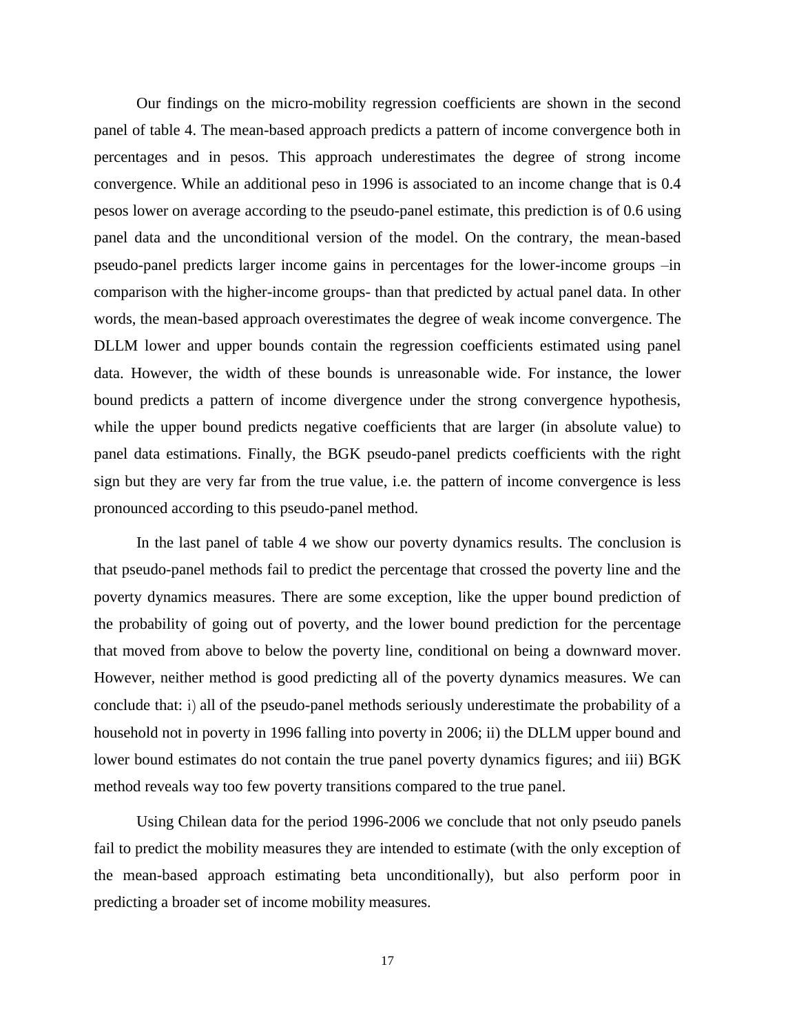Our findings on the micro-mobility regression coefficients are shown in the second panel of table 4. The mean-based approach predicts a pattern of income convergence both in percentages and in pesos. This approach underestimates the degree of strong income convergence. While an additional peso in 1996 is associated to an income change that is 0.4 pesos lower on average according to the pseudo-panel estimate, this prediction is of 0.6 using panel data and the unconditional version of the model. On the contrary, the mean-based pseudo-panel predicts larger income gains in percentages for the lower-income groups –in comparison with the higher-income groups- than that predicted by actual panel data. In other words, the mean-based approach overestimates the degree of weak income convergence. The DLLM lower and upper bounds contain the regression coefficients estimated using panel data. However, the width of these bounds is unreasonable wide. For instance, the lower bound predicts a pattern of income divergence under the strong convergence hypothesis, while the upper bound predicts negative coefficients that are larger (in absolute value) to panel data estimations. Finally, the BGK pseudo-panel predicts coefficients with the right sign but they are very far from the true value, i.e. the pattern of income convergence is less pronounced according to this pseudo-panel method.

In the last panel of table 4 we show our poverty dynamics results. The conclusion is that pseudo-panel methods fail to predict the percentage that crossed the poverty line and the poverty dynamics measures. There are some exception, like the upper bound prediction of the probability of going out of poverty, and the lower bound prediction for the percentage that moved from above to below the poverty line, conditional on being a downward mover. However, neither method is good predicting all of the poverty dynamics measures. We can conclude that: i) all of the pseudo-panel methods seriously underestimate the probability of a household not in poverty in 1996 falling into poverty in 2006; ii) the DLLM upper bound and lower bound estimates do not contain the true panel poverty dynamics figures; and iii) BGK method reveals way too few poverty transitions compared to the true panel.

Using Chilean data for the period 1996-2006 we conclude that not only pseudo panels fail to predict the mobility measures they are intended to estimate (with the only exception of the mean-based approach estimating beta unconditionally), but also perform poor in predicting a broader set of income mobility measures.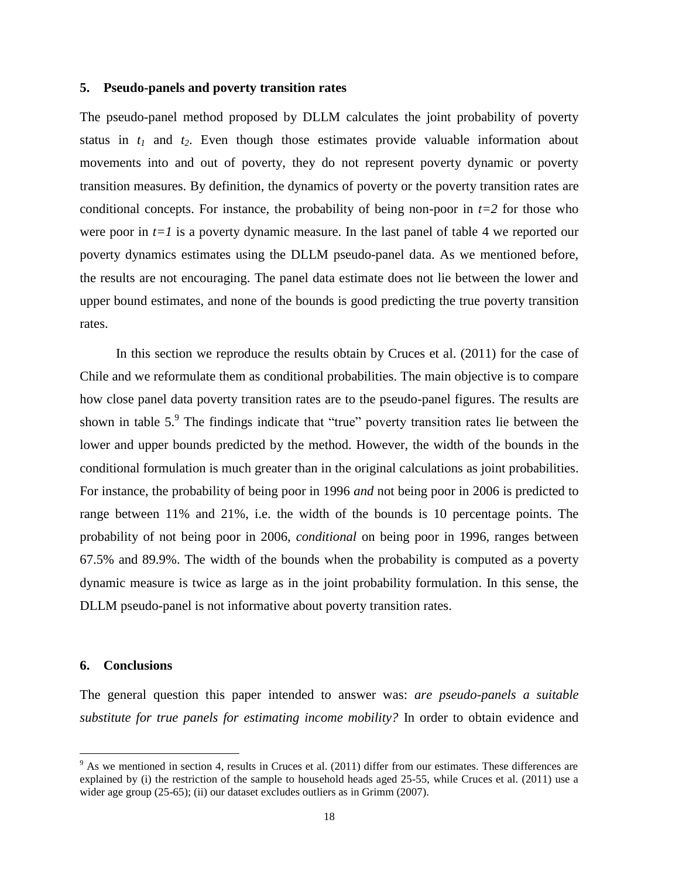## 5. Pseudo-panels and poverty transition rates

The pseudo-panel method proposed by DLLM calculates the joint probability of poverty status in $t_1$ and $t_2$. Even though those estimates provide valuable information about movements into and out of poverty, they do not represent poverty dynamic or poverty transition measures. By definition, the dynamics of poverty or the poverty transition rates are conditional concepts. For instance, the probability of being non-poor in $t=2$ for those who were poor in $t=1$ is a poverty dynamic measure. In the last panel of table 4 we reported our poverty dynamics estimates using the DLLM pseudo-panel data. As we mentioned before, the results are not encouraging. The panel data estimate does not lie between the lower and upper bound estimates, and none of the bounds is good predicting the true poverty transition rates.

In this section we reproduce the results obtain by Cruces et al. (2011) for the case of Chile and we reformulate them as conditional probabilities. The main objective is to compare how close panel data poverty transition rates are to the pseudo-panel figures. The results are shown in table 5.[9] The findings indicate that "true" poverty transition rates lie between the lower and upper bounds predicted by the method. However, the width of the bounds in the conditional formulation is much greater than in the original calculations as joint probabilities. For instance, the probability of being poor in 1996 *and* not being poor in 2006 is predicted to range between 11% and 21%, i.e. the width of the bounds is 10 percentage points. The probability of not being poor in 2006, *conditional* on being poor in 1996, ranges between 67.5% and 89.9%. The width of the bounds when the probability is computed as a poverty dynamic measure is twice as large as in the joint probability formulation. In this sense, the DLLM pseudo-panel is not informative about poverty transition rates.

## 6. Conclusions

The general question this paper intended to answer was: *are pseudo-panels a suitable substitute for true panels for estimating income mobility?* In order to obtain evidence and

[9] As we mentioned in section 4, results in Cruces et al. (2011) differ from our estimates. These differences are explained by (i) the restriction of the sample to household heads aged 25-55, while Cruces et al. (2011) use a wider age group (25-65); (ii) our dataset excludes outliers as in Grimm (2007).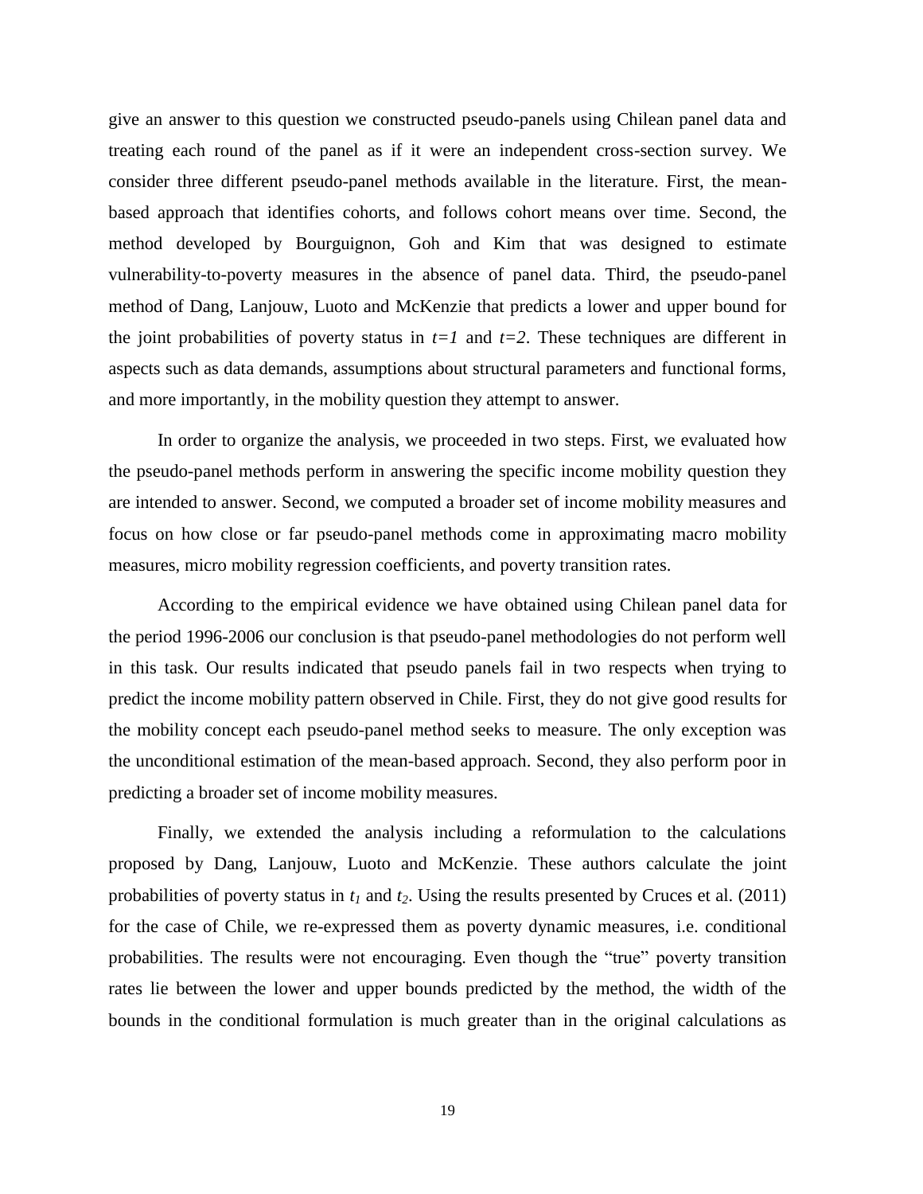give an answer to this question we constructed pseudo-panels using Chilean panel data and treating each round of the panel as if it were an independent cross-section survey. We consider three different pseudo-panel methods available in the literature. First, the mean-based approach that identifies cohorts, and follows cohort means over time. Second, the method developed by Bourguignon, Goh and Kim that was designed to estimate vulnerability-to-poverty measures in the absence of panel data. Third, the pseudo-panel method of Dang, Lanjouw, Luoto and McKenzie that predicts a lower and upper bound for the joint probabilities of poverty status in $t=1$ and $t=2$. These techniques are different in aspects such as data demands, assumptions about structural parameters and functional forms, and more importantly, in the mobility question they attempt to answer.

In order to organize the analysis, we proceeded in two steps. First, we evaluated how the pseudo-panel methods perform in answering the specific income mobility question they are intended to answer. Second, we computed a broader set of income mobility measures and focus on how close or far pseudo-panel methods come in approximating macro mobility measures, micro mobility regression coefficients, and poverty transition rates.

According to the empirical evidence we have obtained using Chilean panel data for the period 1996-2006 our conclusion is that pseudo-panel methodologies do not perform well in this task. Our results indicated that pseudo panels fail in two respects when trying to predict the income mobility pattern observed in Chile. First, they do not give good results for the mobility concept each pseudo-panel method seeks to measure. The only exception was the unconditional estimation of the mean-based approach. Second, they also perform poor in predicting a broader set of income mobility measures.

Finally, we extended the analysis including a reformulation to the calculations proposed by Dang, Lanjouw, Luoto and McKenzie. These authors calculate the joint probabilities of poverty status in $t_1$ and $t_2$. Using the results presented by Cruces et al. (2011) for the case of Chile, we re-expressed them as poverty dynamic measures, i.e. conditional probabilities. The results were not encouraging. Even though the "true" poverty transition rates lie between the lower and upper bounds predicted by the method, the width of the bounds in the conditional formulation is much greater than in the original calculations as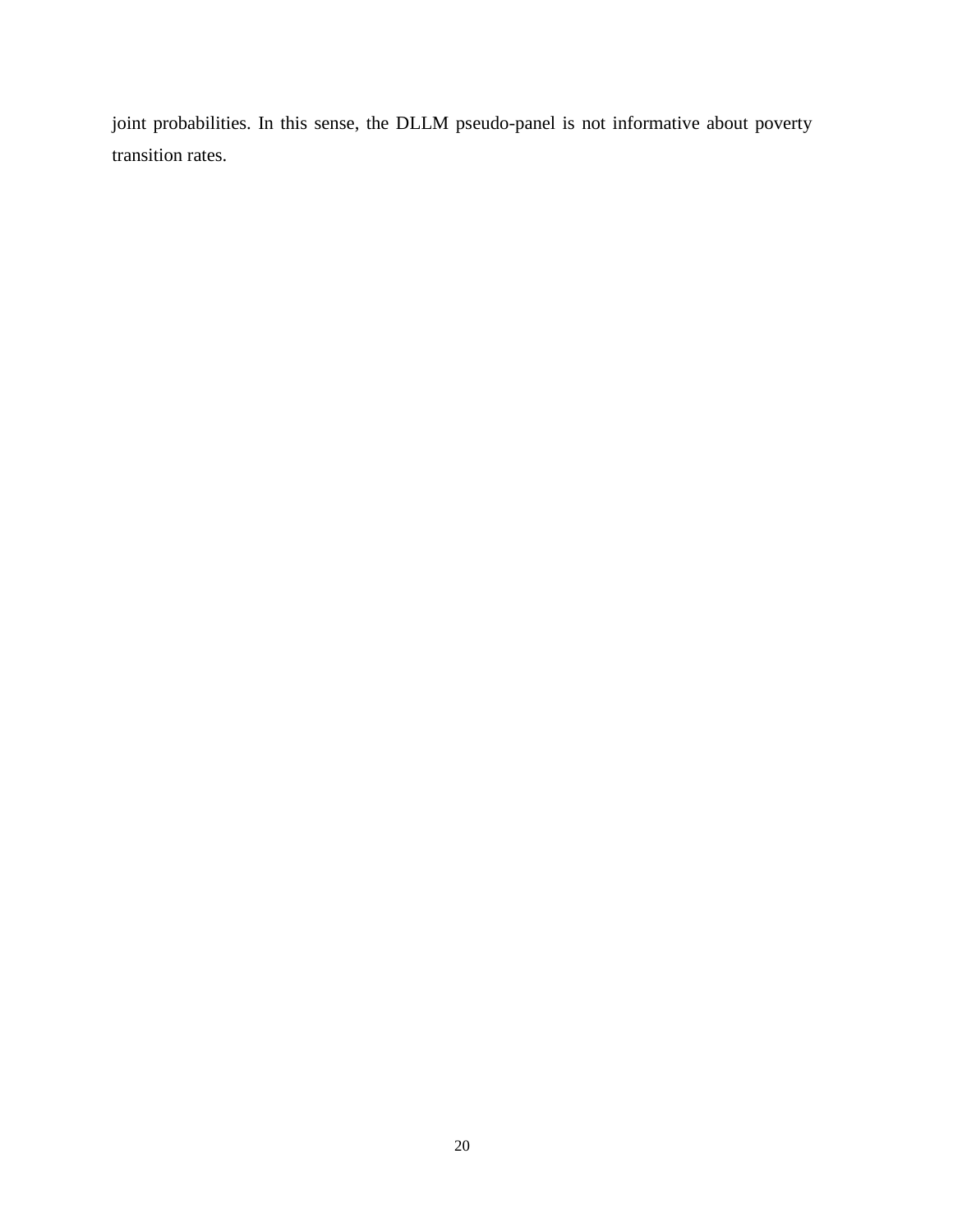joint probabilities. In this sense, the DLLM pseudo-panel is not informative about poverty transition rates.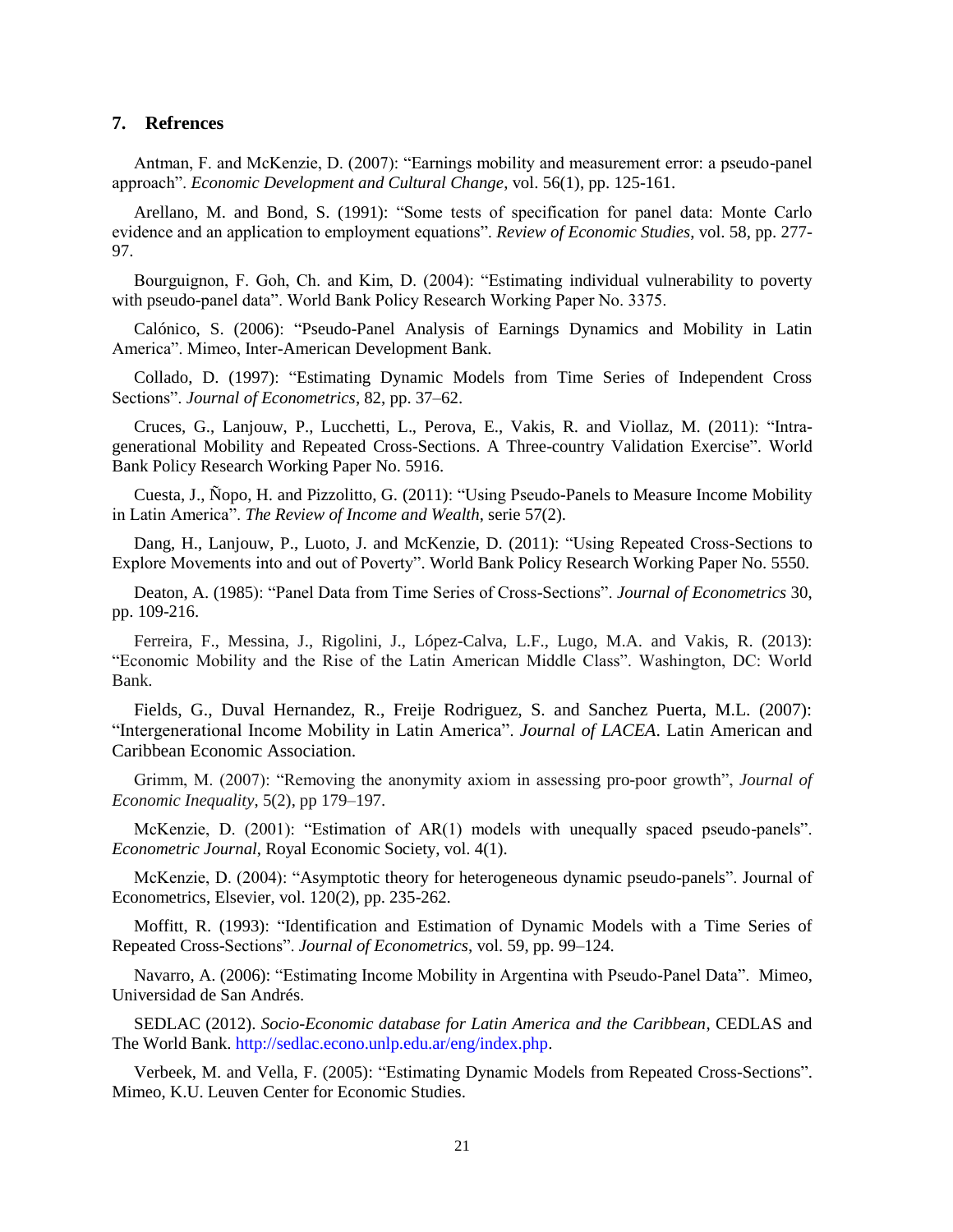## 7. Refrences

Antman, F. and McKenzie, D. (2007): "Earnings mobility and measurement error: a pseudo-panel approach". *Economic Development and Cultural Change*, vol. 56(1), pp. 125-161.

Arellano, M. and Bond, S. (1991): "Some tests of specification for panel data: Monte Carlo evidence and an application to employment equations". *Review of Economic Studies*, vol. 58, pp. 277-97.

Bourguignon, F. Goh, Ch. and Kim, D. (2004): "Estimating individual vulnerability to poverty with pseudo-panel data". World Bank Policy Research Working Paper No. 3375.

Calónico, S. (2006): "Pseudo-Panel Analysis of Earnings Dynamics and Mobility in Latin America". Mimeo, Inter-American Development Bank.

Collado, D. (1997): "Estimating Dynamic Models from Time Series of Independent Cross Sections". *Journal of Econometrics*, 82, pp. 37–62.

Cruces, G., Lanjouw, P., Lucchetti, L., Perova, E., Vakis, R. and Viollaz, M. (2011): "Intra-generational Mobility and Repeated Cross-Sections. A Three-country Validation Exercise". World Bank Policy Research Working Paper No. 5916.

Cuesta, J., Ñopo, H. and Pizzolitto, G. (2011): "Using Pseudo-Panels to Measure Income Mobility in Latin America". *The Review of Income and Wealth*, serie 57(2).

Dang, H., Lanjouw, P., Luoto, J. and McKenzie, D. (2011): "Using Repeated Cross-Sections to Explore Movements into and out of Poverty". World Bank Policy Research Working Paper No. 5550.

Deaton, A. (1985): "Panel Data from Time Series of Cross-Sections". *Journal of Econometrics* 30, pp. 109-216.

Ferreira, F., Messina, J., Rigolini, J., López-Calva, L.F., Lugo, M.A. and Vakis, R. (2013): "Economic Mobility and the Rise of the Latin American Middle Class". Washington, DC: World Bank.

Fields, G., Duval Hernandez, R., Freije Rodriguez, S. and Sanchez Puerta, M.L. (2007): "Intergenerational Income Mobility in Latin America". *Journal of LACEA*. Latin American and Caribbean Economic Association.

Grimm, M. (2007): "Removing the anonymity axiom in assessing pro-poor growth", *Journal of Economic Inequality*, 5(2), pp 179–197.

McKenzie, D. (2001): "Estimation of AR(1) models with unequally spaced pseudo-panels". *Econometric Journal*, Royal Economic Society, vol. 4(1).

McKenzie, D. (2004): "Asymptotic theory for heterogeneous dynamic pseudo-panels". Journal of Econometrics, Elsevier, vol. 120(2), pp. 235-262.

Moffitt, R. (1993): "Identification and Estimation of Dynamic Models with a Time Series of Repeated Cross-Sections". *Journal of Econometrics*, vol. 59, pp. 99–124.

Navarro, A. (2006): "Estimating Income Mobility in Argentina with Pseudo-Panel Data". Mimeo, Universidad de San Andrés.

SEDLAC (2012). *Socio-Economic database for Latin America and the Caribbean*, CEDLAS and The World Bank. http://sedlac.econo.unlp.edu.ar/eng/index.php.

Verbeek, M. and Vella, F. (2005): "Estimating Dynamic Models from Repeated Cross-Sections". Mimeo, K.U. Leuven Center for Economic Studies.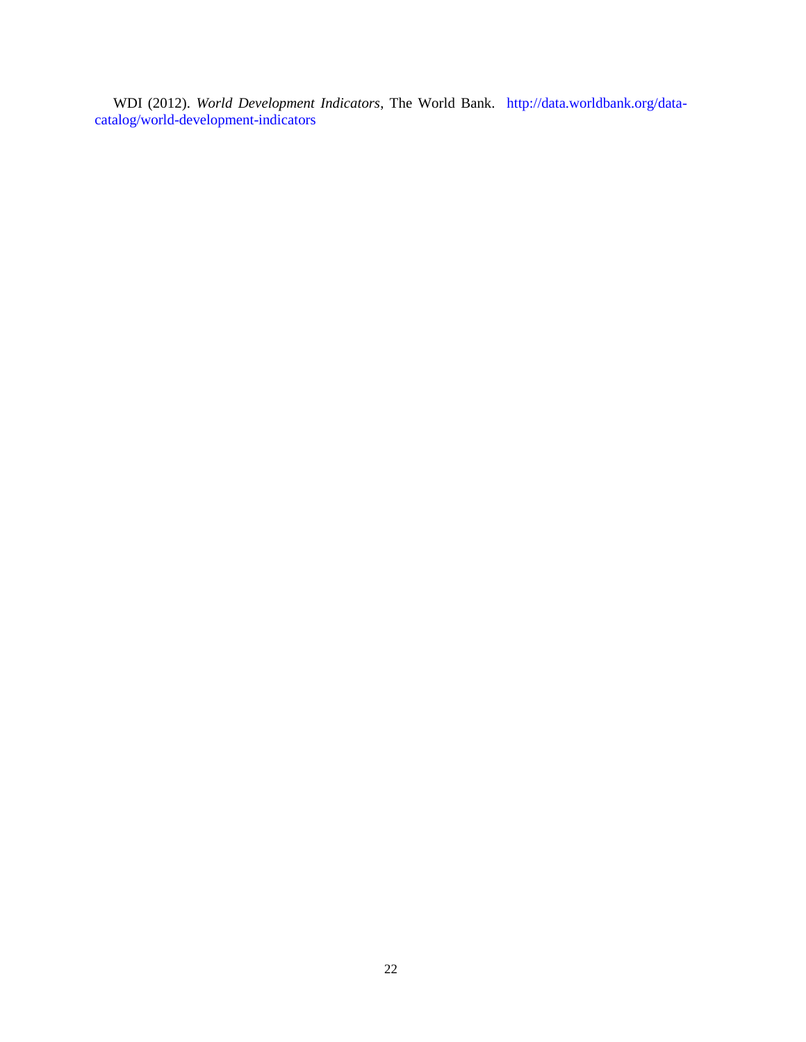WDI (2012). *World Development Indicators*, The World Bank. http://data.worldbank.org/data-catalog/world-development-indicators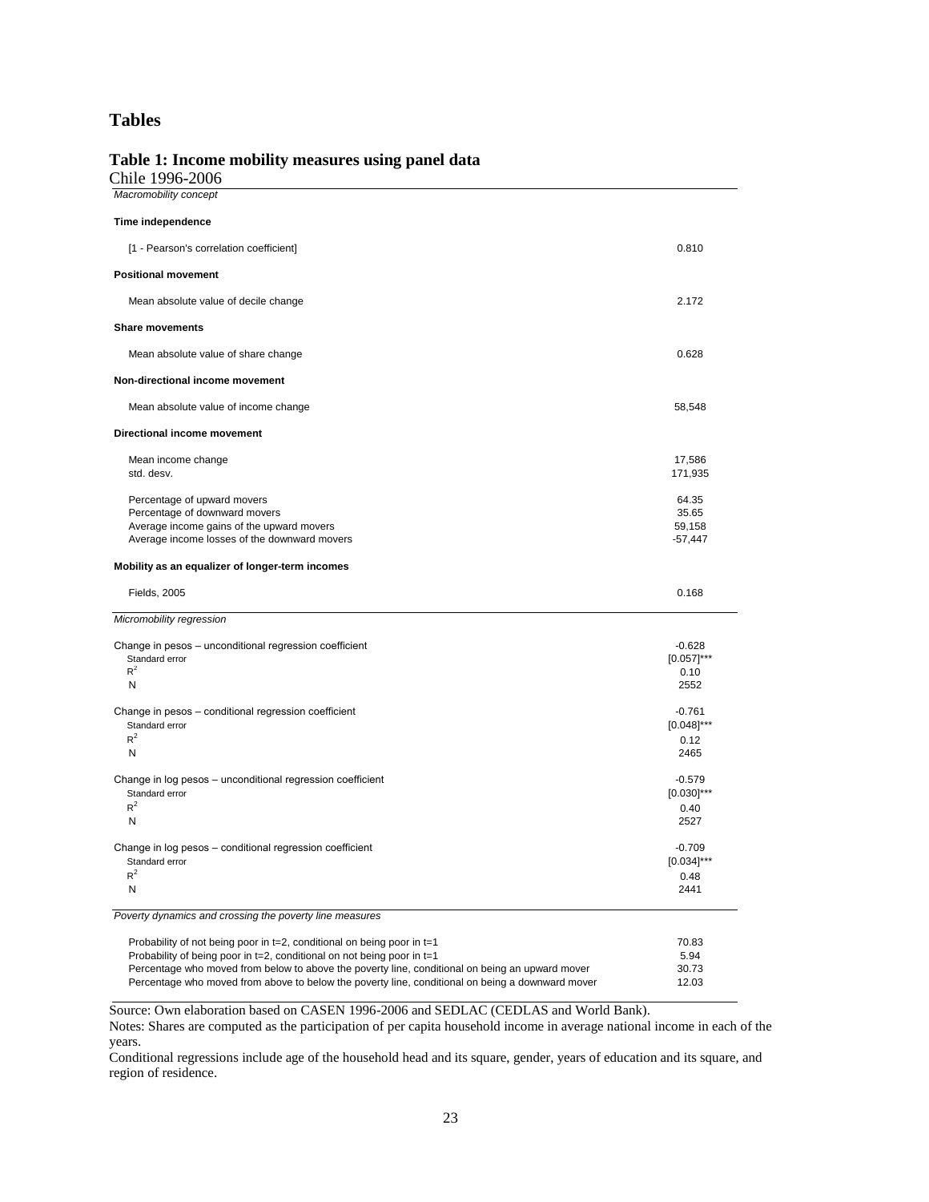## Tables

### Table 1: Income mobility measures using panel data

Chile 1996-2006

| | |
|---|---|
| *Macromobility concept* | |
| **Time independence** | |
| [1 - Pearson's correlation coefficient] | 0.810 |
| **Positional movement** | |
| Mean absolute value of decile change | 2.172 |
| **Share movements** | |
| Mean absolute value of share change | 0.628 |
| **Non-directional income movement** | |
| Mean absolute value of income change | 58,548 |
| **Directional income movement** | |
| Mean income change | 17,586 |
| std. desv. | 171,935 |
| Percentage of upward movers | 64.35 |
| Percentage of downward movers | 35.65 |
| Average income gains of the upward movers | 59,158 |
| Average income losses of the downward movers | -57,447 |
| **Mobility as an equalizer of longer-term incomes** | |
| Fields, 2005 | 0.168 |
| *Micromobility regression* | |
| Change in pesos – unconditional regression coefficient | -0.628 |
| Standard error | [0.057]*** |
| $R^2$ | 0.10 |
| N | 2552 |
| Change in pesos – conditional regression coefficient | -0.761 |
| Standard error | [0.048]*** |
| $R^2$ | 0.12 |
| N | 2465 |
| Change in log pesos – unconditional regression coefficient | -0.579 |
| Standard error | [0.030]*** |
| $R^2$ | 0.40 |
| N | 2527 |
| Change in log pesos – conditional regression coefficient | -0.709 |
| Standard error | [0.034]*** |
| $R^2$ | 0.48 |
| N | 2441 |
| *Poverty dynamics and crossing the poverty line measures* | |
| Probability of not being poor in t=2, conditional on being poor in t=1 | 70.83 |
| Probability of being poor in t=2, conditional on not being poor in t=1 | 5.94 |
| Percentage who moved from below to above the poverty line, conditional on being an upward mover | 30.73 |
| Percentage who moved from above to below the poverty line, conditional on being a downward mover | 12.03 |

Source: Own elaboration based on CASEN 1996-2006 and SEDLAC (CEDLAS and World Bank).

Notes: Shares are computed as the participation of per capita household income in average national income in each of the years.

Conditional regressions include age of the household head and its square, gender, years of education and its square, and region of residence.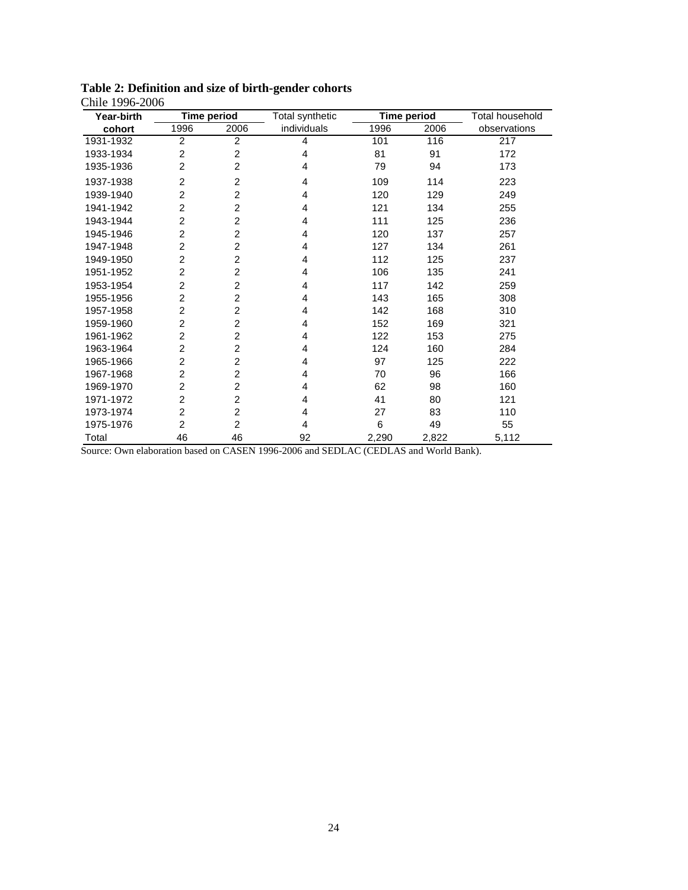**Table 2: Definition and size of birth-gender cohorts**

Chile 1996-2006

| Year-birth cohort | Time period | | Total synthetic individuals | Time period | | Total household observations |
|---|---|---|---|---|---|---|
| | 1996 | 2006 | | 1996 | 2006 | |
| 1931-1932 | 2 | 2 | 4 | 101 | 116 | 217 |
| 1933-1934 | 2 | 2 | 4 | 81 | 91 | 172 |
| 1935-1936 | 2 | 2 | 4 | 79 | 94 | 173 |
| 1937-1938 | 2 | 2 | 4 | 109 | 114 | 223 |
| 1939-1940 | 2 | 2 | 4 | 120 | 129 | 249 |
| 1941-1942 | 2 | 2 | 4 | 121 | 134 | 255 |
| 1943-1944 | 2 | 2 | 4 | 111 | 125 | 236 |
| 1945-1946 | 2 | 2 | 4 | 120 | 137 | 257 |
| 1947-1948 | 2 | 2 | 4 | 127 | 134 | 261 |
| 1949-1950 | 2 | 2 | 4 | 112 | 125 | 237 |
| 1951-1952 | 2 | 2 | 4 | 106 | 135 | 241 |
| 1953-1954 | 2 | 2 | 4 | 117 | 142 | 259 |
| 1955-1956 | 2 | 2 | 4 | 143 | 165 | 308 |
| 1957-1958 | 2 | 2 | 4 | 142 | 168 | 310 |
| 1959-1960 | 2 | 2 | 4 | 152 | 169 | 321 |
| 1961-1962 | 2 | 2 | 4 | 122 | 153 | 275 |
| 1963-1964 | 2 | 2 | 4 | 124 | 160 | 284 |
| 1965-1966 | 2 | 2 | 4 | 97 | 125 | 222 |
| 1967-1968 | 2 | 2 | 4 | 70 | 96 | 166 |
| 1969-1970 | 2 | 2 | 4 | 62 | 98 | 160 |
| 1971-1972 | 2 | 2 | 4 | 41 | 80 | 121 |
| 1973-1974 | 2 | 2 | 4 | 27 | 83 | 110 |
| 1975-1976 | 2 | 2 | 4 | 6 | 49 | 55 |
| Total | 46 | 46 | 92 | 2,290 | 2,822 | 5,112 |

Source: Own elaboration based on CASEN 1996-2006 and SEDLAC (CEDLAS and World Bank).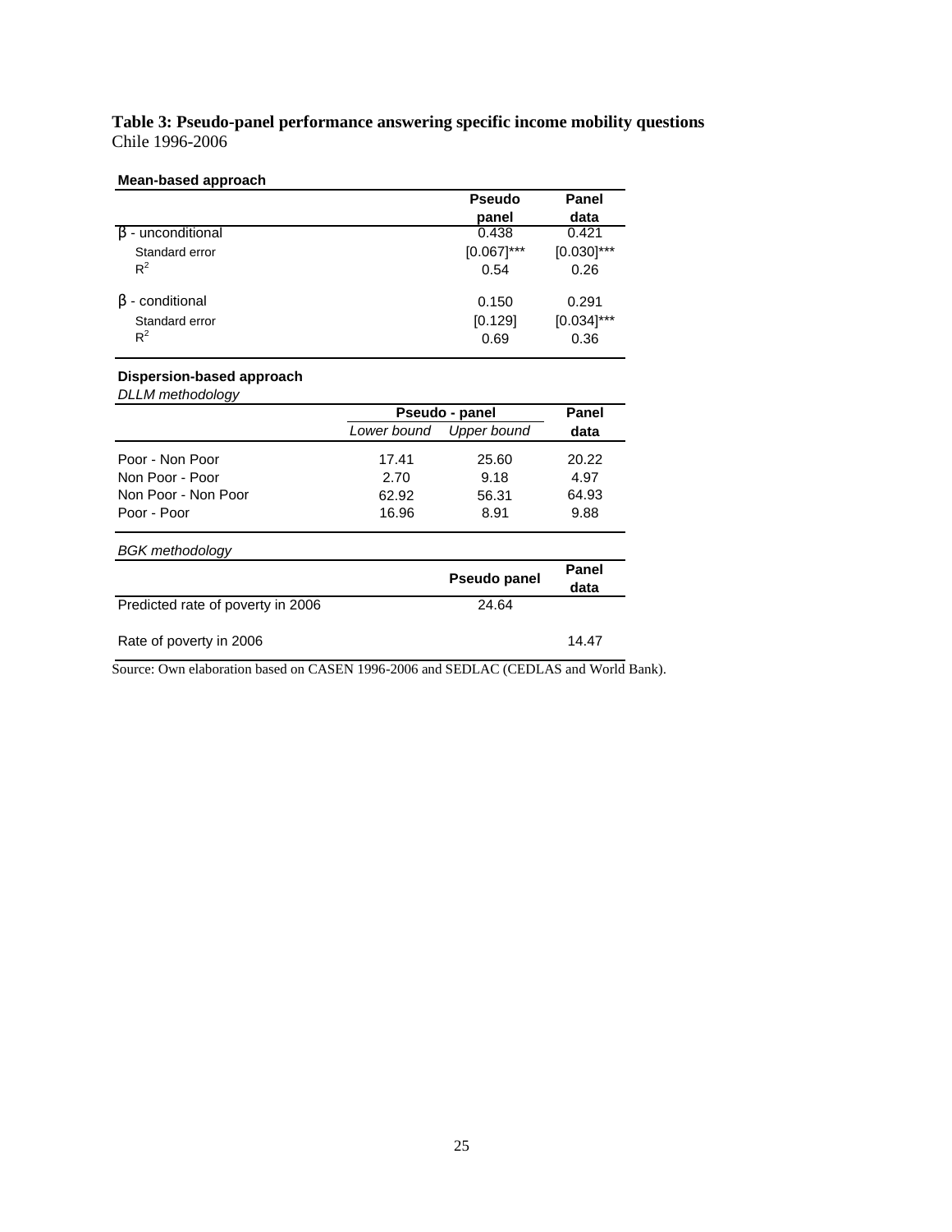**Table 3: Pseudo-panel performance answering specific income mobility questions**
Chile 1996-2006

**Mean-based approach**

| | Pseudo panel | Panel data |
|---|---|---|
| β - unconditional | 0.438 | 0.421 |
| Standard error | [0.067]*** | [0.030]*** |
| $R^2$ | 0.54 | 0.26 |
| β - conditional | 0.150 | 0.291 |
| Standard error | [0.129] | [0.034]*** |
| $R^2$ | 0.69 | 0.36 |

**Dispersion-based approach**

*DLLM methodology*

| | Pseudo - panel | | Panel data |
|---|---|---|---|
| | *Lower bound* | *Upper bound* | |
| Poor - Non Poor | 17.41 | 25.60 | 20.22 |
| Non Poor - Poor | 2.70 | 9.18 | 4.97 |
| Non Poor - Non Poor | 62.92 | 56.31 | 64.93 |
| Poor - Poor | 16.96 | 8.91 | 9.88 |

*BGK methodology*

| | Pseudo panel | Panel data |
|---|---|---|
| Predicted rate of poverty in 2006 | 24.64 | |
| Rate of poverty in 2006 | | 14.47 |

Source: Own elaboration based on CASEN 1996-2006 and SEDLAC (CEDLAS and World Bank).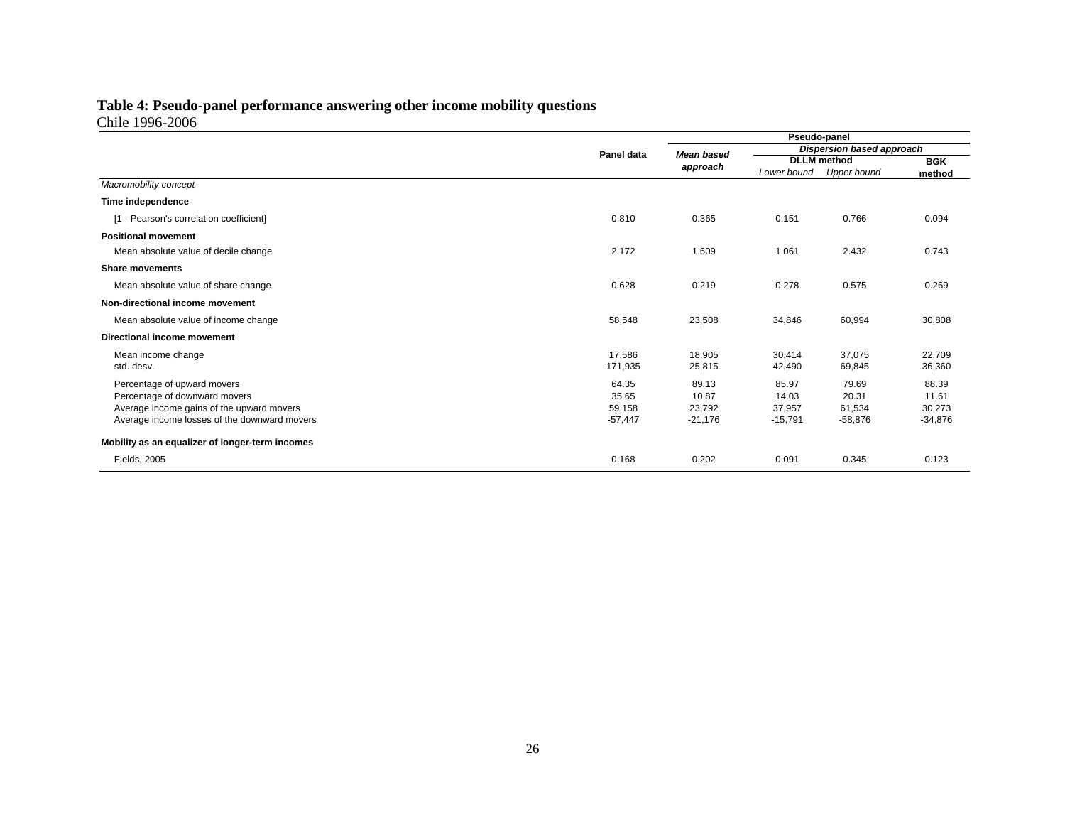**Table 4: Pseudo-panel performance answering other income mobility questions**
Chile 1996-2006

| | Panel data | Pseudo-panel | | | |
|---|---|---|---|---|---|
| | | *Mean based approach* | *Dispersion based approach* | | |
| | | | **DLLM method** | | **BGK method** |
| | | | *Lower bound* | *Upper bound* | |
| *Macromobility concept* | | | | | |
| **Time independence** | | | | | |
| [1 - Pearson's correlation coefficient] | 0.810 | 0.365 | 0.151 | 0.766 | 0.094 |
| **Positional movement** | | | | | |
| Mean absolute value of decile change | 2.172 | 1.609 | 1.061 | 2.432 | 0.743 |
| **Share movements** | | | | | |
| Mean absolute value of share change | 0.628 | 0.219 | 0.278 | 0.575 | 0.269 |
| **Non-directional income movement** | | | | | |
| Mean absolute value of income change | 58,548 | 23,508 | 34,846 | 60,994 | 30,808 |
| **Directional income movement** | | | | | |
| Mean income change | 17,586 | 18,905 | 30,414 | 37,075 | 22,709 |
| std. desv. | 171,935 | 25,815 | 42,490 | 69,845 | 36,360 |
| Percentage of upward movers | 64.35 | 89.13 | 85.97 | 79.69 | 88.39 |
| Percentage of downward movers | 35.65 | 10.87 | 14.03 | 20.31 | 11.61 |
| Average income gains of the upward movers | 59,158 | 23,792 | 37,957 | 61,534 | 30,273 |
| Average income losses of the downward movers | -57,447 | -21,176 | -15,791 | -58,876 | -34,876 |
| **Mobility as an equalizer of longer-term incomes** | | | | | |
| Fields, 2005 | 0.168 | 0.202 | 0.091 | 0.345 | 0.123 |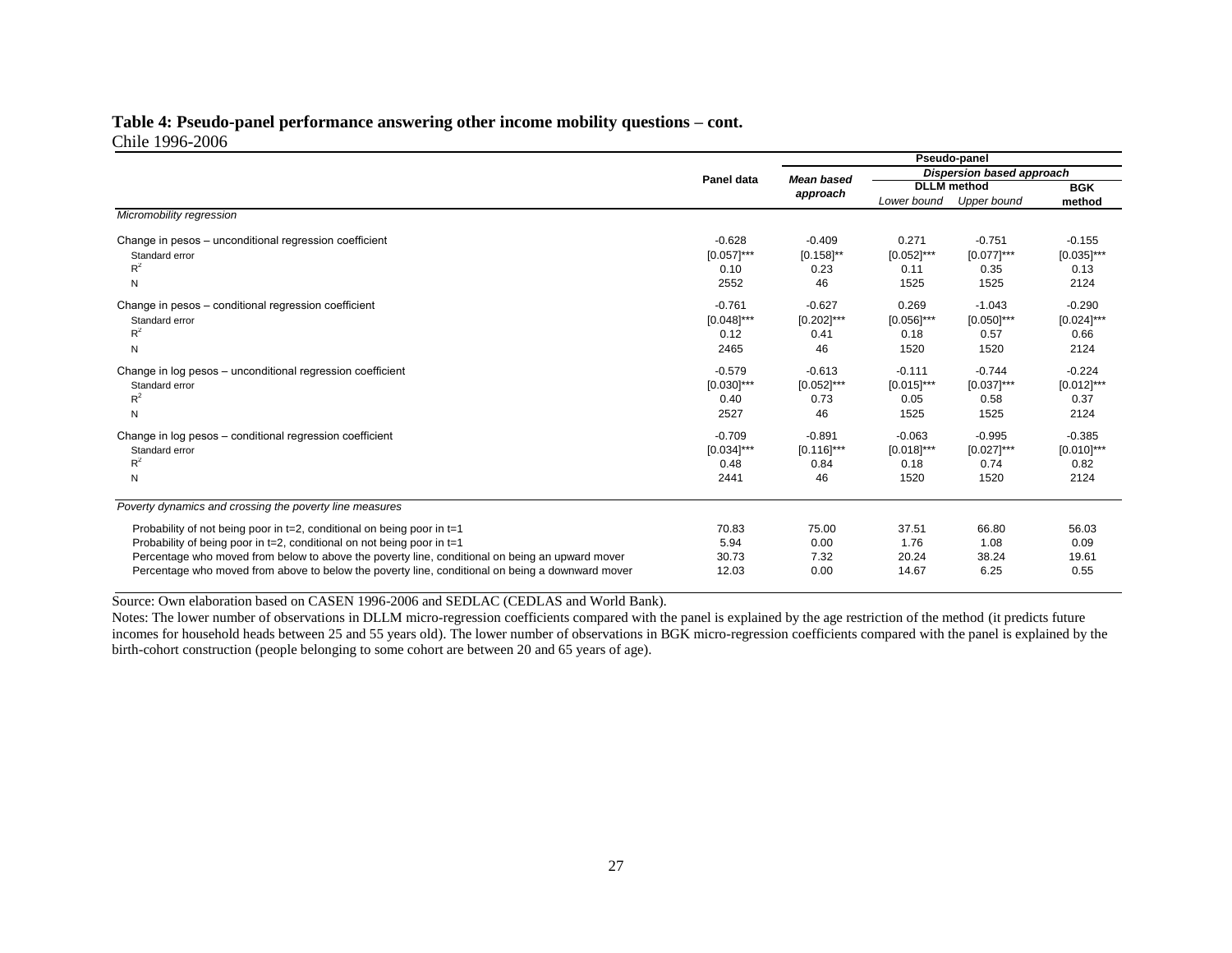**Table 4: Pseudo-panel performance answering other income mobility questions – cont.**
Chile 1996-2006

| | Panel data | Pseudo-panel | | | |
|---|---|---|---|---|---|
| | | Mean based approach | Dispersion based approach | | |
| | | | DLLM method | | BGK method |
| | | | *Lower bound* | *Upper bound* | |
| *Micromobility regression* | | | | | |
| Change in pesos – unconditional regression coefficient | -0.628 | -0.409 | 0.271 | -0.751 | -0.155 |
| Standard error | [0.057]*** | [0.158]** | [0.052]*** | [0.077]*** | [0.035]*** |
| $R^2$ | 0.10 | 0.23 | 0.11 | 0.35 | 0.13 |
| N | 2552 | 46 | 1525 | 1525 | 2124 |
| Change in pesos – conditional regression coefficient | -0.761 | -0.627 | 0.269 | -1.043 | -0.290 |
| Standard error | [0.048]*** | [0.202]*** | [0.056]*** | [0.050]*** | [0.024]*** |
| $R^2$ | 0.12 | 0.41 | 0.18 | 0.57 | 0.66 |
| N | 2465 | 46 | 1520 | 1520 | 2124 |
| Change in log pesos – unconditional regression coefficient | -0.579 | -0.613 | -0.111 | -0.744 | -0.224 |
| Standard error | [0.030]*** | [0.052]*** | [0.015]*** | [0.037]*** | [0.012]*** |
| $R^2$ | 0.40 | 0.73 | 0.05 | 0.58 | 0.37 |
| N | 2527 | 46 | 1525 | 1525 | 2124 |
| Change in log pesos – conditional regression coefficient | -0.709 | -0.891 | -0.063 | -0.995 | -0.385 |
| Standard error | [0.034]*** | [0.116]*** | [0.018]*** | [0.027]*** | [0.010]*** |
| $R^2$ | 0.48 | 0.84 | 0.18 | 0.74 | 0.82 |
| N | 2441 | 46 | 1520 | 1520 | 2124 |
| *Poverty dynamics and crossing the poverty line measures* | | | | | |
| Probability of not being poor in t=2, conditional on being poor in t=1 | 70.83 | 75.00 | 37.51 | 66.80 | 56.03 |
| Probability of being poor in t=2, conditional on not being poor in t=1 | 5.94 | 0.00 | 1.76 | 1.08 | 0.09 |
| Percentage who moved from below to above the poverty line, conditional on being an upward mover | 30.73 | 7.32 | 20.24 | 38.24 | 19.61 |
| Percentage who moved from above to below the poverty line, conditional on being a downward mover | 12.03 | 0.00 | 14.67 | 6.25 | 0.55 |

Source: Own elaboration based on CASEN 1996-2006 and SEDLAC (CEDLAS and World Bank).

Notes: The lower number of observations in DLLM micro-regression coefficients compared with the panel is explained by the age restriction of the method (it predicts future incomes for household heads between 25 and 55 years old). The lower number of observations in BGK micro-regression coefficients compared with the panel is explained by the birth-cohort construction (people belonging to some cohort are between 20 and 65 years of age).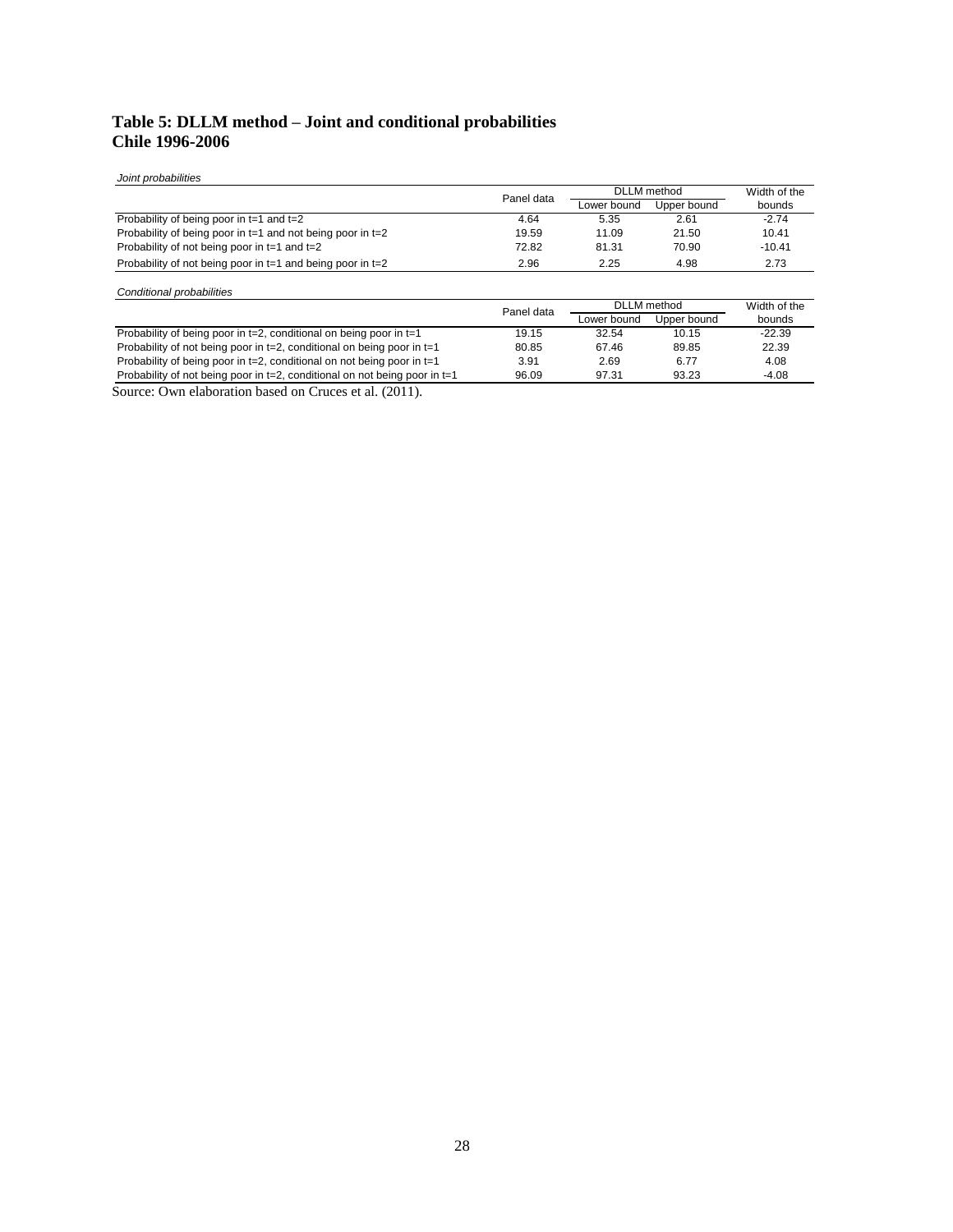**Table 5: DLLM method – Joint and conditional probabilities**
**Chile 1996-2006**

*Joint probabilities*

| | Panel data | DLLM method | | Width of the bounds |
|---|---|---|---|---|
| | | Lower bound | Upper bound | |
| Probability of being poor in t=1 and t=2 | 4.64 | 5.35 | 2.61 | -2.74 |
| Probability of being poor in t=1 and not being poor in t=2 | 19.59 | 11.09 | 21.50 | 10.41 |
| Probability of not being poor in t=1 and t=2 | 72.82 | 81.31 | 70.90 | -10.41 |
| Probability of not being poor in t=1 and being poor in t=2 | 2.96 | 2.25 | 4.98 | 2.73 |

*Conditional probabilities*

| | Panel data | DLLM method | | Width of the bounds |
|---|---|---|---|---|
| | | Lower bound | Upper bound | |
| Probability of being poor in t=2, conditional on being poor in t=1 | 19.15 | 32.54 | 10.15 | -22.39 |
| Probability of not being poor in t=2, conditional on being poor in t=1 | 80.85 | 67.46 | 89.85 | 22.39 |
| Probability of being poor in t=2, conditional on not being poor in t=1 | 3.91 | 2.69 | 6.77 | 4.08 |
| Probability of not being poor in t=2, conditional on not being poor in t=1 | 96.09 | 97.31 | 93.23 | -4.08 |

Source: Own elaboration based on Cruces et al. (2011).